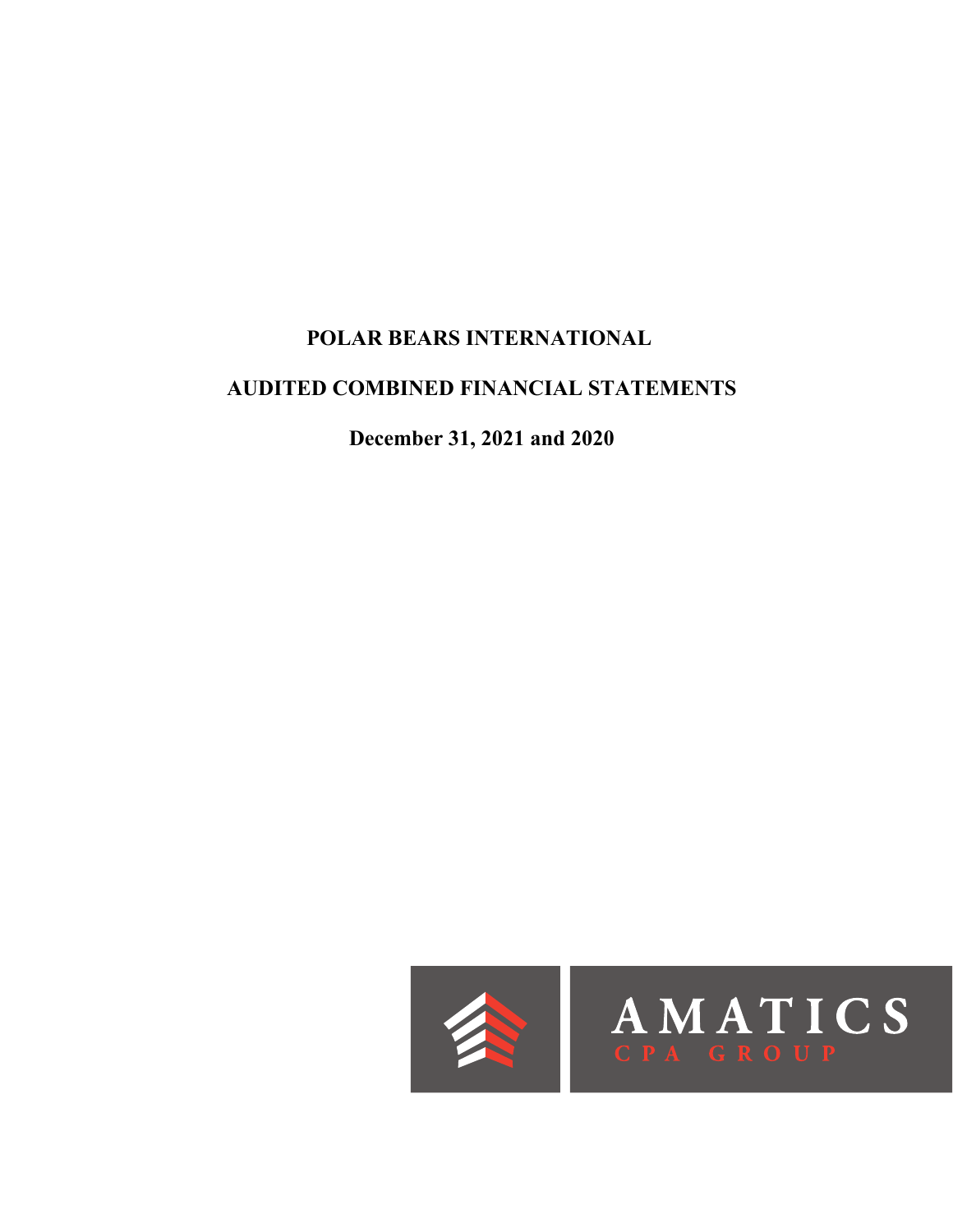# POLAR BEARS INTERNATIONAL

## AUDITED COMBINED FINANCIAL STATEMENTS

**December 31, 2021 and 2020**

AMATICS
CPA GROUP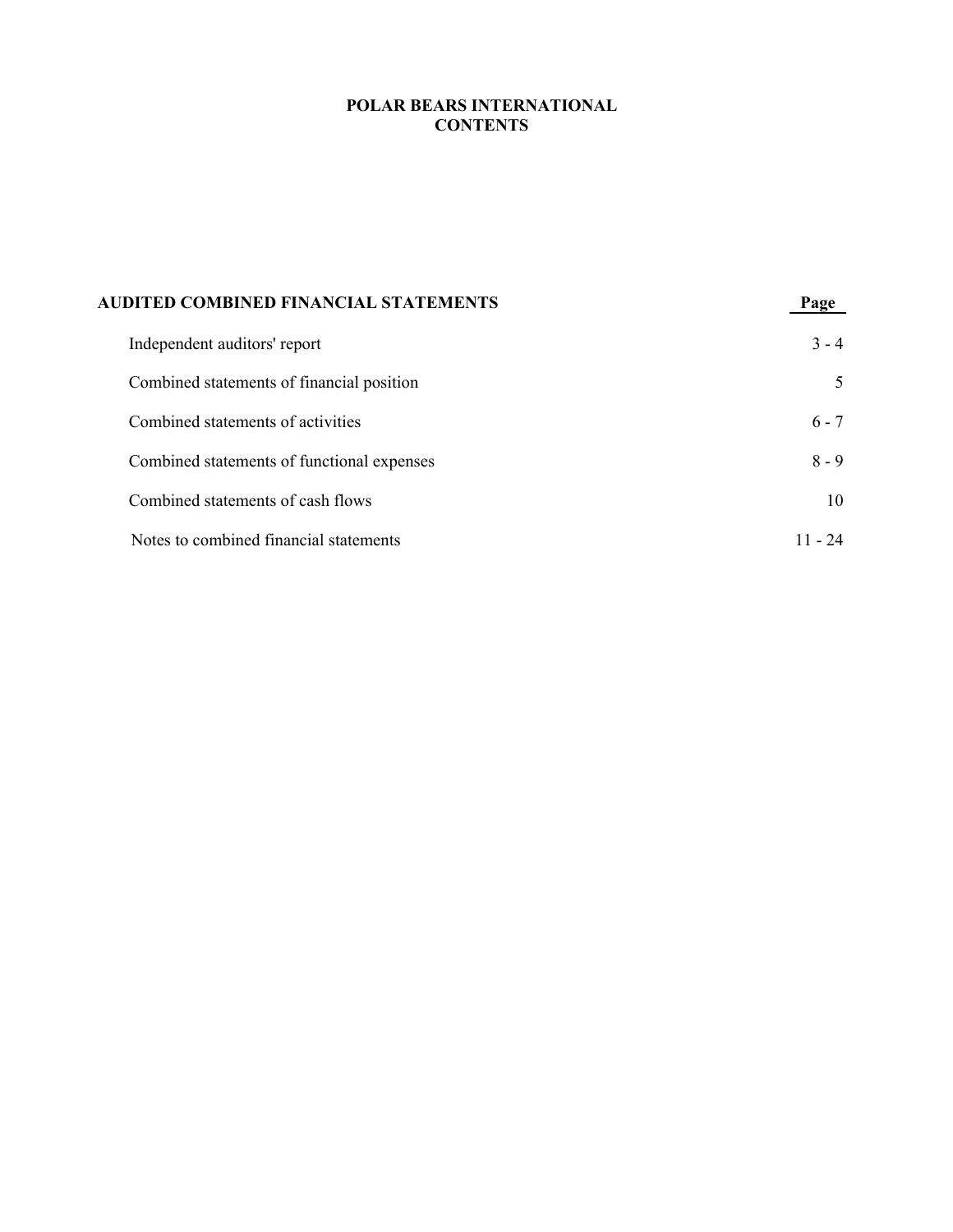# POLAR BEARS INTERNATIONAL
## CONTENTS

| AUDITED COMBINED FINANCIAL STATEMENTS | Page |
|---|---|
| Independent auditors' report | 3 - 4 |
| Combined statements of financial position | 5 |
| Combined statements of activities | 6 - 7 |
| Combined statements of functional expenses | 8 - 9 |
| Combined statements of cash flows | 10 |
| Notes to combined financial statements | 11 - 24 |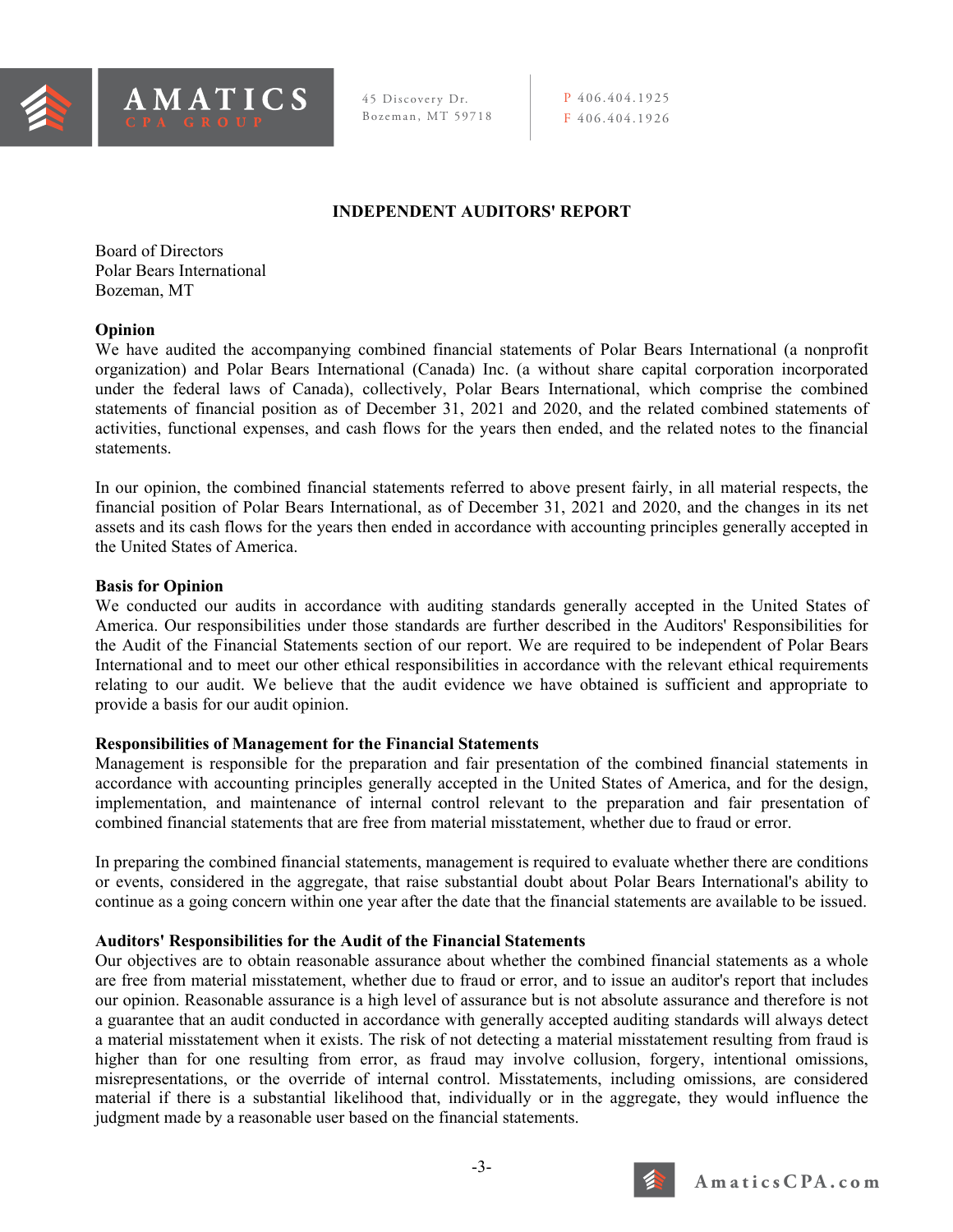# INDEPENDENT AUDITORS' REPORT

Board of Directors
Polar Bears International
Bozeman, MT

**Opinion**

We have audited the accompanying combined financial statements of Polar Bears International (a nonprofit organization) and Polar Bears International (Canada) Inc. (a without share capital corporation incorporated under the federal laws of Canada), collectively, Polar Bears International, which comprise the combined statements of financial position as of December 31, 2021 and 2020, and the related combined statements of activities, functional expenses, and cash flows for the years then ended, and the related notes to the financial statements.

In our opinion, the combined financial statements referred to above present fairly, in all material respects, the financial position of Polar Bears International, as of December 31, 2021 and 2020, and the changes in its net assets and its cash flows for the years then ended in accordance with accounting principles generally accepted in the United States of America.

**Basis for Opinion**

We conducted our audits in accordance with auditing standards generally accepted in the United States of America. Our responsibilities under those standards are further described in the Auditors' Responsibilities for the Audit of the Financial Statements section of our report. We are required to be independent of Polar Bears International and to meet our other ethical responsibilities in accordance with the relevant ethical requirements relating to our audit. We believe that the audit evidence we have obtained is sufficient and appropriate to provide a basis for our audit opinion.

**Responsibilities of Management for the Financial Statements**

Management is responsible for the preparation and fair presentation of the combined financial statements in accordance with accounting principles generally accepted in the United States of America, and for the design, implementation, and maintenance of internal control relevant to the preparation and fair presentation of combined financial statements that are free from material misstatement, whether due to fraud or error.

In preparing the combined financial statements, management is required to evaluate whether there are conditions or events, considered in the aggregate, that raise substantial doubt about Polar Bears International's ability to continue as a going concern within one year after the date that the financial statements are available to be issued.

**Auditors' Responsibilities for the Audit of the Financial Statements**

Our objectives are to obtain reasonable assurance about whether the combined financial statements as a whole are free from material misstatement, whether due to fraud or error, and to issue an auditor's report that includes our opinion. Reasonable assurance is a high level of assurance but is not absolute assurance and therefore is not a guarantee that an audit conducted in accordance with generally accepted auditing standards will always detect a material misstatement when it exists. The risk of not detecting a material misstatement resulting from fraud is higher than for one resulting from error, as fraud may involve collusion, forgery, intentional omissions, misrepresentations, or the override of internal control. Misstatements, including omissions, are considered material if there is a substantial likelihood that, individually or in the aggregate, they would influence the judgment made by a reasonable user based on the financial statements.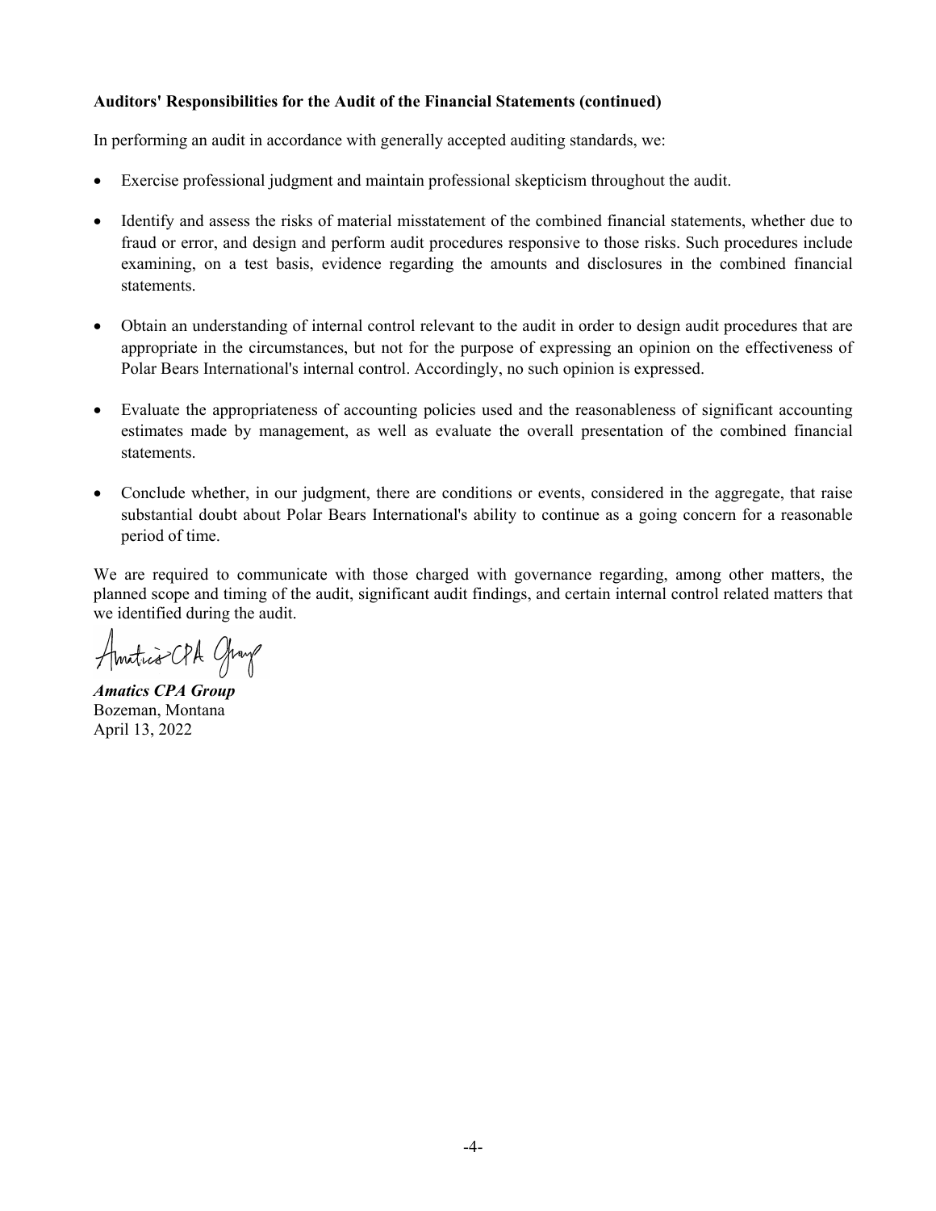**Auditors' Responsibilities for the Audit of the Financial Statements (continued)**

In performing an audit in accordance with generally accepted auditing standards, we:

- Exercise professional judgment and maintain professional skepticism throughout the audit.
- Identify and assess the risks of material misstatement of the combined financial statements, whether due to fraud or error, and design and perform audit procedures responsive to those risks. Such procedures include examining, on a test basis, evidence regarding the amounts and disclosures in the combined financial statements.
- Obtain an understanding of internal control relevant to the audit in order to design audit procedures that are appropriate in the circumstances, but not for the purpose of expressing an opinion on the effectiveness of Polar Bears International's internal control. Accordingly, no such opinion is expressed.
- Evaluate the appropriateness of accounting policies used and the reasonableness of significant accounting estimates made by management, as well as evaluate the overall presentation of the combined financial statements.
- Conclude whether, in our judgment, there are conditions or events, considered in the aggregate, that raise substantial doubt about Polar Bears International's ability to continue as a going concern for a reasonable period of time.

We are required to communicate with those charged with governance regarding, among other matters, the planned scope and timing of the audit, significant audit findings, and certain internal control related matters that we identified during the audit.

Amatics CPA Group

***Amatics CPA Group***
Bozeman, Montana
April 13, 2022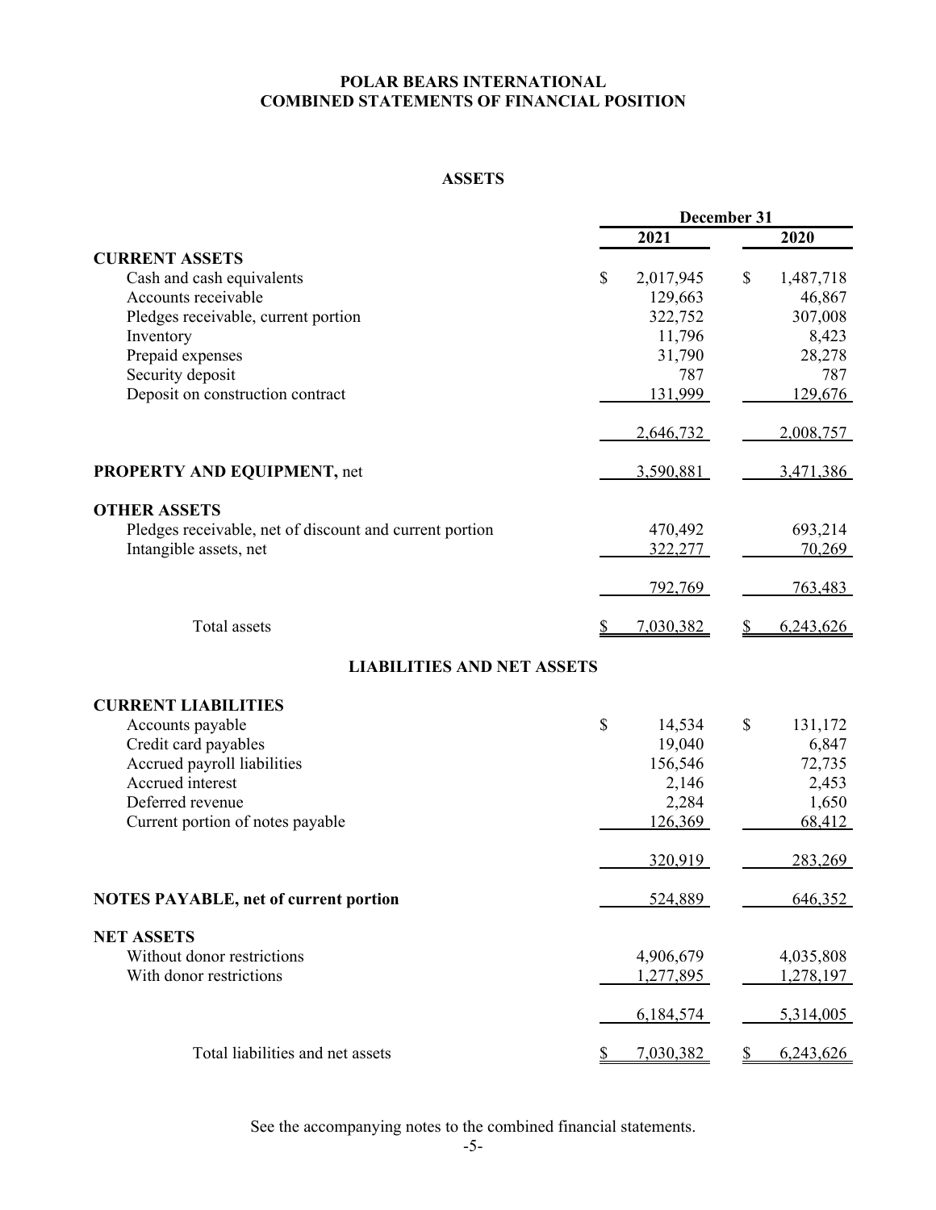# POLAR BEARS INTERNATIONAL
# COMBINED STATEMENTS OF FINANCIAL POSITION

## ASSETS

| | December 31 | |
|---|---|---|
| | 2021 | 2020 |
| **CURRENT ASSETS** | | |
| Cash and cash equivalents | $ 2,017,945 | $ 1,487,718 |
| Accounts receivable | 129,663 | 46,867 |
| Pledges receivable, current portion | 322,752 | 307,008 |
| Inventory | 11,796 | 8,423 |
| Prepaid expenses | 31,790 | 28,278 |
| Security deposit | 787 | 787 |
| Deposit on construction contract | 131,999 | 129,676 |
| | 2,646,732 | 2,008,757 |
| **PROPERTY AND EQUIPMENT,** net | 3,590,881 | 3,471,386 |
| **OTHER ASSETS** | | |
| Pledges receivable, net of discount and current portion | 470,492 | 693,214 |
| Intangible assets, net | 322,277 | 70,269 |
| | 792,769 | 763,483 |
| Total assets | $ 7,030,382 | $ 6,243,626 |

## LIABILITIES AND NET ASSETS

| | 2021 | 2020 |
|---|---|---|
| **CURRENT LIABILITIES** | | |
| Accounts payable | $ 14,534 | $ 131,172 |
| Credit card payables | 19,040 | 6,847 |
| Accrued payroll liabilities | 156,546 | 72,735 |
| Accrued interest | 2,146 | 2,453 |
| Deferred revenue | 2,284 | 1,650 |
| Current portion of notes payable | 126,369 | 68,412 |
| | 320,919 | 283,269 |
| **NOTES PAYABLE, net of current portion** | 524,889 | 646,352 |
| **NET ASSETS** | | |
| Without donor restrictions | 4,906,679 | 4,035,808 |
| With donor restrictions | 1,277,895 | 1,278,197 |
| | 6,184,574 | 5,314,005 |
| Total liabilities and net assets | $ 7,030,382 | $ 6,243,626 |

See the accompanying notes to the combined financial statements.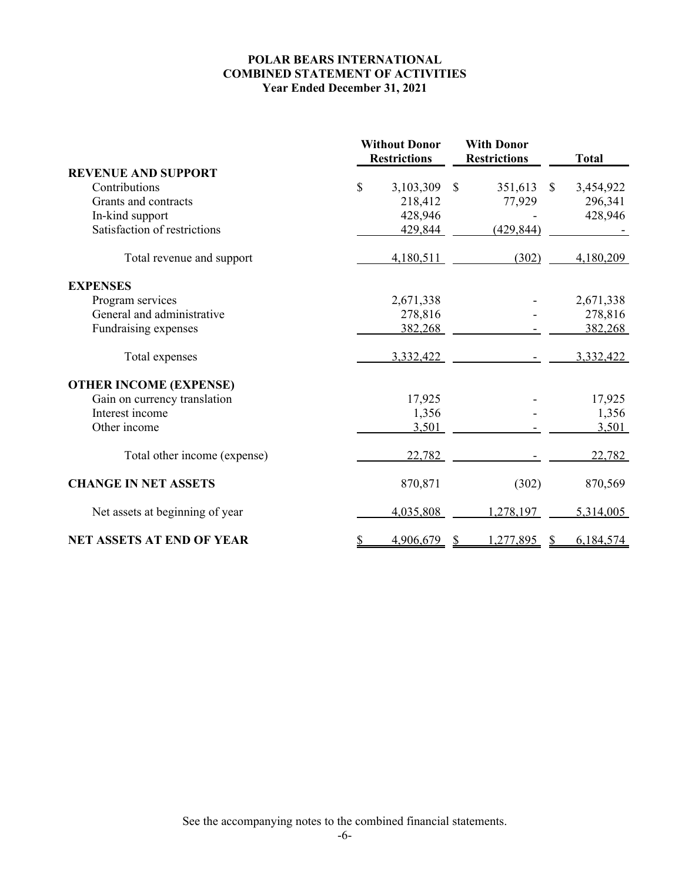**POLAR BEARS INTERNATIONAL**
**COMBINED STATEMENT OF ACTIVITIES**
**Year Ended December 31, 2021**

| | Without Donor Restrictions | With Donor Restrictions | Total |
|---|---|---|---|
| **REVENUE AND SUPPORT** | | | |
| Contributions | $ 3,103,309 | $ 351,613 | $ 3,454,922 |
| Grants and contracts | 218,412 | 77,929 | 296,341 |
| In-kind support | 428,946 | - | 428,946 |
| Satisfaction of restrictions | 429,844 | (429,844) | - |
| Total revenue and support | 4,180,511 | (302) | 4,180,209 |
| **EXPENSES** | | | |
| Program services | 2,671,338 | - | 2,671,338 |
| General and administrative | 278,816 | - | 278,816 |
| Fundraising expenses | 382,268 | - | 382,268 |
| Total expenses | 3,332,422 | - | 3,332,422 |
| **OTHER INCOME (EXPENSE)** | | | |
| Gain on currency translation | 17,925 | - | 17,925 |
| Interest income | 1,356 | - | 1,356 |
| Other income | 3,501 | - | 3,501 |
| Total other income (expense) | 22,782 | - | 22,782 |
| **CHANGE IN NET ASSETS** | 870,871 | (302) | 870,569 |
| Net assets at beginning of year | 4,035,808 | 1,278,197 | 5,314,005 |
| **NET ASSETS AT END OF YEAR** | $ 4,906,679 | $ 1,277,895 | $ 6,184,574 |

See the accompanying notes to the combined financial statements.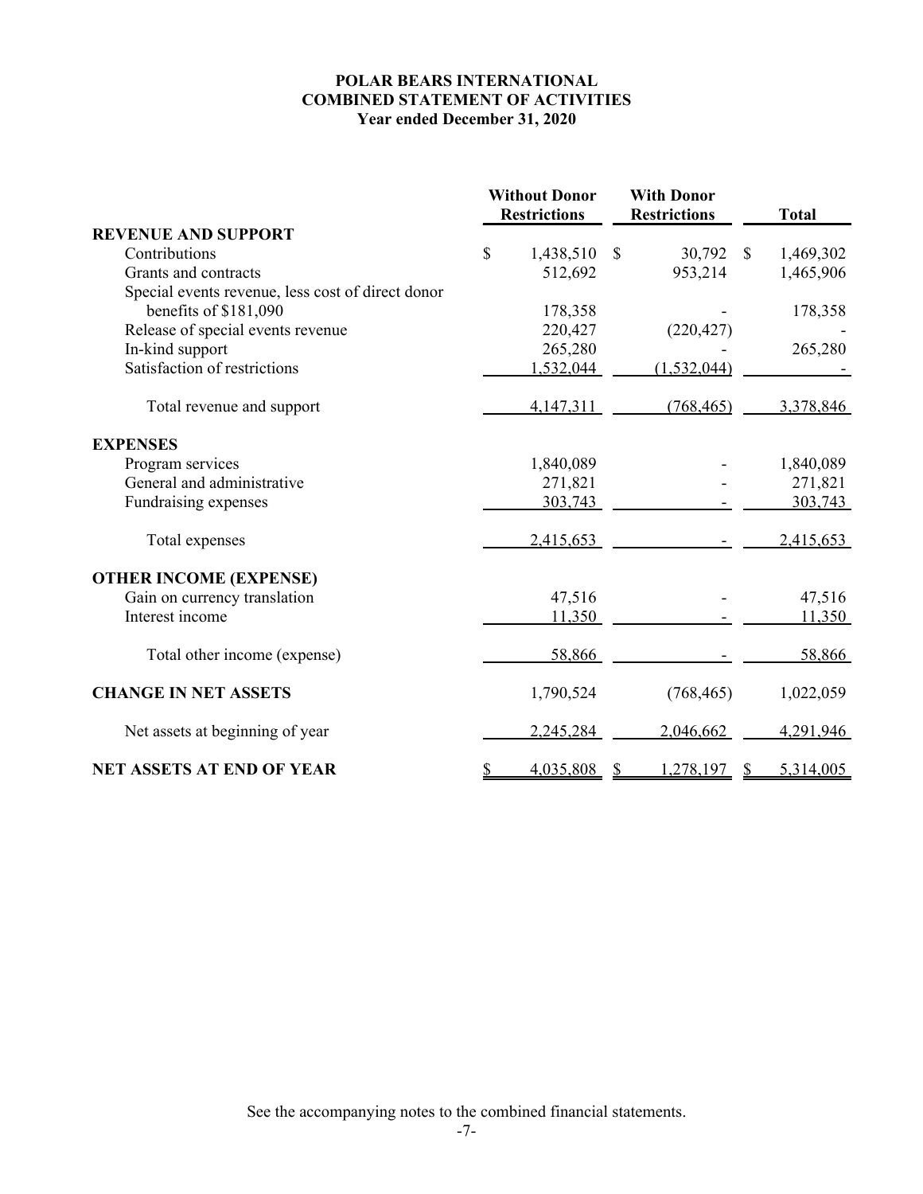**POLAR BEARS INTERNATIONAL**
**COMBINED STATEMENT OF ACTIVITIES**
**Year ended December 31, 2020**

| | Without Donor Restrictions | With Donor Restrictions | Total |
|---|---|---|---|
| **REVENUE AND SUPPORT** | | | |
| Contributions | $ 1,438,510 | $ 30,792 | $ 1,469,302 |
| Grants and contracts | 512,692 | 953,214 | 1,465,906 |
| Special events revenue, less cost of direct donor benefits of $181,090 | 178,358 | - | 178,358 |
| Release of special events revenue | 220,427 | (220,427) | - |
| In-kind support | 265,280 | - | 265,280 |
| Satisfaction of restrictions | 1,532,044 | (1,532,044) | - |
| Total revenue and support | 4,147,311 | (768,465) | 3,378,846 |
| **EXPENSES** | | | |
| Program services | 1,840,089 | - | 1,840,089 |
| General and administrative | 271,821 | - | 271,821 |
| Fundraising expenses | 303,743 | - | 303,743 |
| Total expenses | 2,415,653 | - | 2,415,653 |
| **OTHER INCOME (EXPENSE)** | | | |
| Gain on currency translation | 47,516 | - | 47,516 |
| Interest income | 11,350 | - | 11,350 |
| Total other income (expense) | 58,866 | - | 58,866 |
| **CHANGE IN NET ASSETS** | 1,790,524 | (768,465) | 1,022,059 |
| Net assets at beginning of year | 2,245,284 | 2,046,662 | 4,291,946 |
| **NET ASSETS AT END OF YEAR** | $ 4,035,808 | $ 1,278,197 | $ 5,314,005 |

See the accompanying notes to the combined financial statements.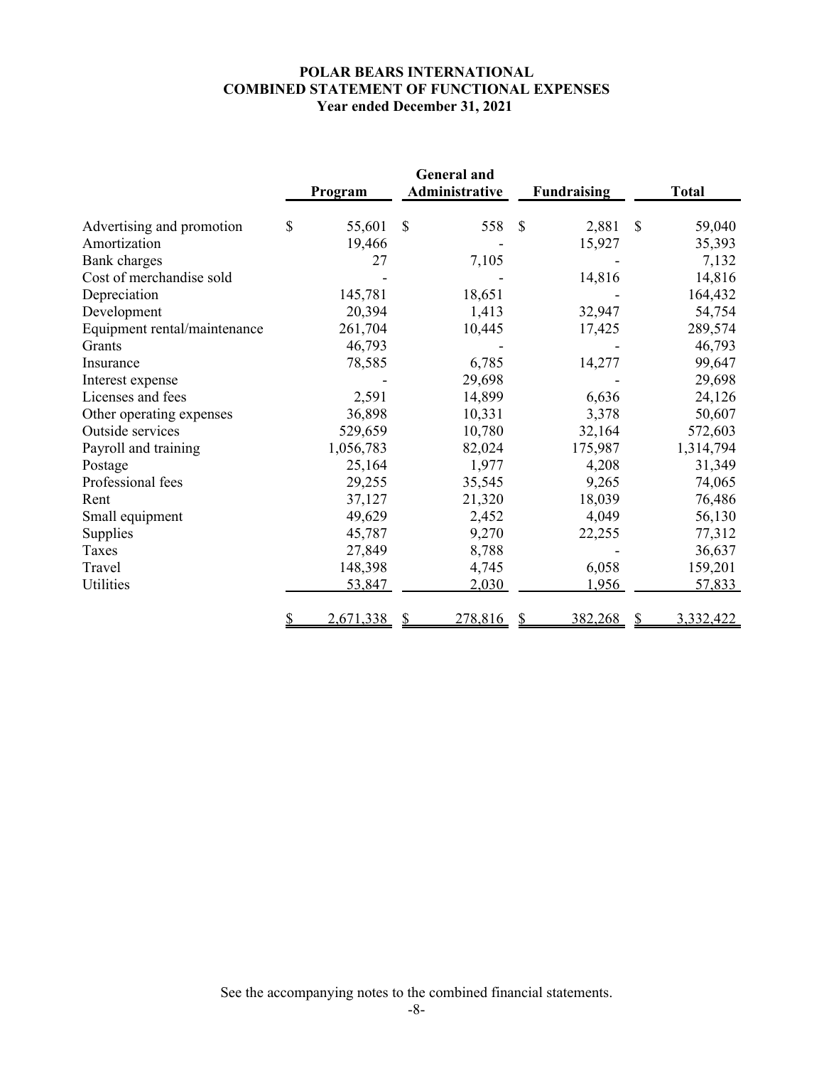# POLAR BEARS INTERNATIONAL
## COMBINED STATEMENT OF FUNCTIONAL EXPENSES
### Year ended December 31, 2021

| | Program | General and Administrative | Fundraising | Total |
|---|---|---|---|---|
| Advertising and promotion | $ 55,601 | $ 558 | $ 2,881 | $ 59,040 |
| Amortization | 19,466 | - | 15,927 | 35,393 |
| Bank charges | 27 | 7,105 | - | 7,132 |
| Cost of merchandise sold | - | - | 14,816 | 14,816 |
| Depreciation | 145,781 | 18,651 | - | 164,432 |
| Development | 20,394 | 1,413 | 32,947 | 54,754 |
| Equipment rental/maintenance | 261,704 | 10,445 | 17,425 | 289,574 |
| Grants | 46,793 | - | - | 46,793 |
| Insurance | 78,585 | 6,785 | 14,277 | 99,647 |
| Interest expense | - | 29,698 | - | 29,698 |
| Licenses and fees | 2,591 | 14,899 | 6,636 | 24,126 |
| Other operating expenses | 36,898 | 10,331 | 3,378 | 50,607 |
| Outside services | 529,659 | 10,780 | 32,164 | 572,603 |
| Payroll and training | 1,056,783 | 82,024 | 175,987 | 1,314,794 |
| Postage | 25,164 | 1,977 | 4,208 | 31,349 |
| Professional fees | 29,255 | 35,545 | 9,265 | 74,065 |
| Rent | 37,127 | 21,320 | 18,039 | 76,486 |
| Small equipment | 49,629 | 2,452 | 4,049 | 56,130 |
| Supplies | 45,787 | 9,270 | 22,255 | 77,312 |
| Taxes | 27,849 | 8,788 | - | 36,637 |
| Travel | 148,398 | 4,745 | 6,058 | 159,201 |
| Utilities | 53,847 | 2,030 | 1,956 | 57,833 |
| | $ 2,671,338 | $ 278,816 | $ 382,268 | $ 3,332,422 |

See the accompanying notes to the combined financial statements.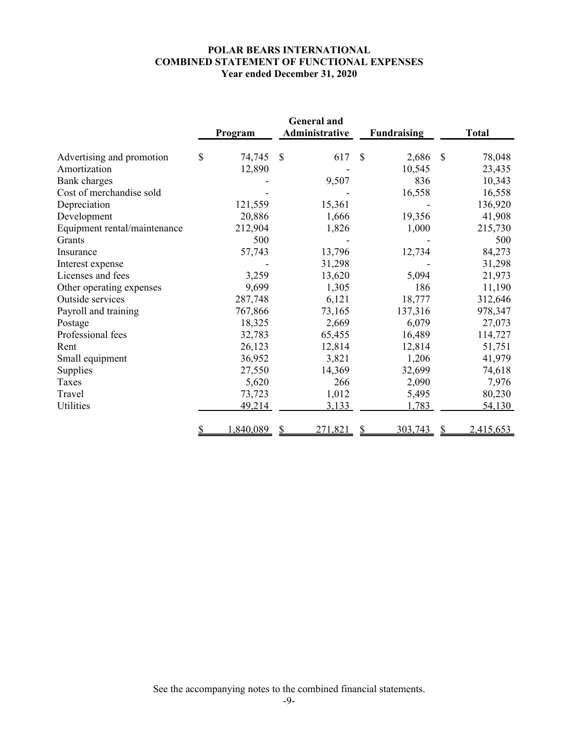**POLAR BEARS INTERNATIONAL**
**COMBINED STATEMENT OF FUNCTIONAL EXPENSES**
**Year ended December 31, 2020**

| | Program | General and Administrative | Fundraising | Total |
|---|---|---|---|---|
| Advertising and promotion | $ 74,745 | $ 617 | $ 2,686 | $ 78,048 |
| Amortization | 12,890 | - | 10,545 | 23,435 |
| Bank charges | - | 9,507 | 836 | 10,343 |
| Cost of merchandise sold | - | - | 16,558 | 16,558 |
| Depreciation | 121,559 | 15,361 | - | 136,920 |
| Development | 20,886 | 1,666 | 19,356 | 41,908 |
| Equipment rental/maintenance | 212,904 | 1,826 | 1,000 | 215,730 |
| Grants | 500 | - | - | 500 |
| Insurance | 57,743 | 13,796 | 12,734 | 84,273 |
| Interest expense | - | 31,298 | - | 31,298 |
| Licenses and fees | 3,259 | 13,620 | 5,094 | 21,973 |
| Other operating expenses | 9,699 | 1,305 | 186 | 11,190 |
| Outside services | 287,748 | 6,121 | 18,777 | 312,646 |
| Payroll and training | 767,866 | 73,165 | 137,316 | 978,347 |
| Postage | 18,325 | 2,669 | 6,079 | 27,073 |
| Professional fees | 32,783 | 65,455 | 16,489 | 114,727 |
| Rent | 26,123 | 12,814 | 12,814 | 51,751 |
| Small equipment | 36,952 | 3,821 | 1,206 | 41,979 |
| Supplies | 27,550 | 14,369 | 32,699 | 74,618 |
| Taxes | 5,620 | 266 | 2,090 | 7,976 |
| Travel | 73,723 | 1,012 | 5,495 | 80,230 |
| Utilities | 49,214 | 3,133 | 1,783 | 54,130 |
| | $ 1,840,089 | $ 271,821 | $ 303,743 | $ 2,415,653 |

See the accompanying notes to the combined financial statements.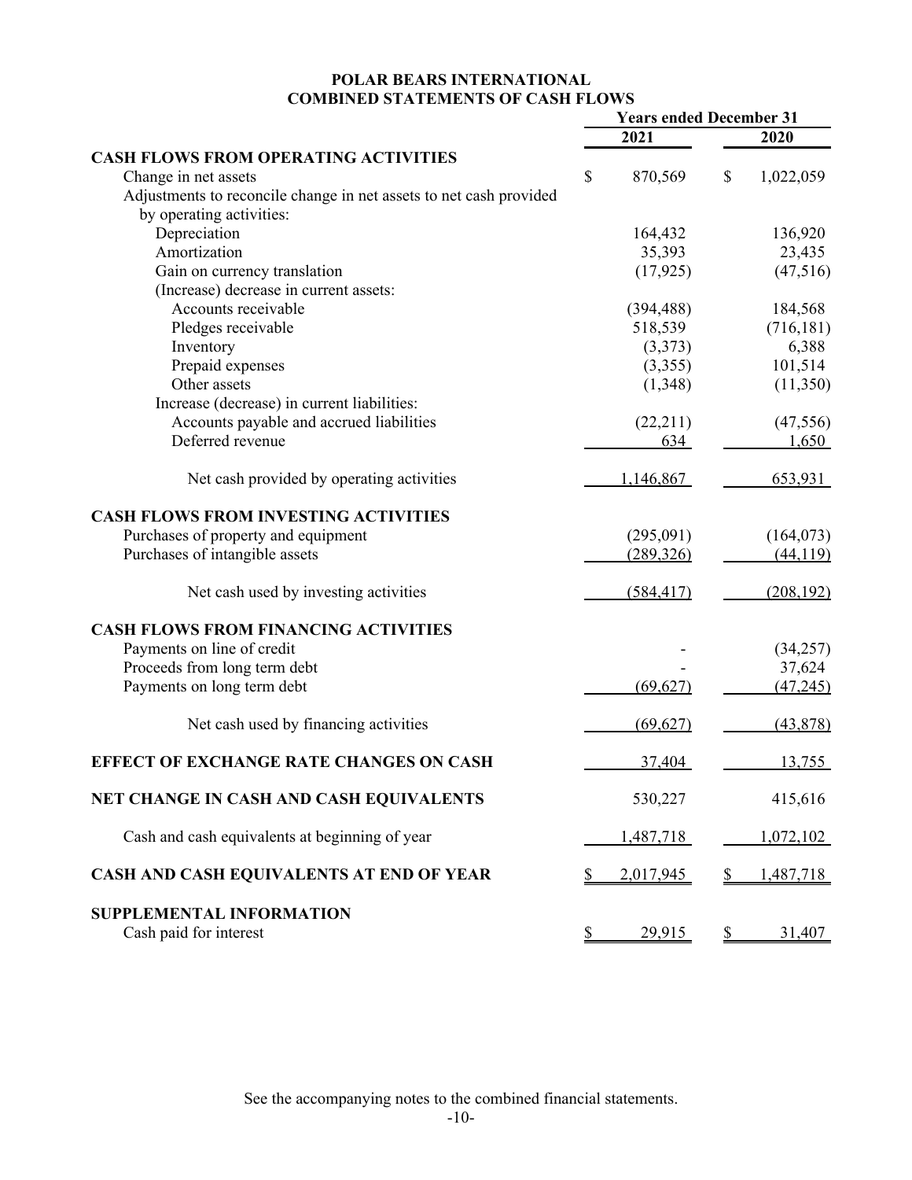# POLAR BEARS INTERNATIONAL
## COMBINED STATEMENTS OF CASH FLOWS

| | Years ended December 31 | |
|---|---|---|
| | 2021 | 2020 |
| **CASH FLOWS FROM OPERATING ACTIVITIES** | | |
| Change in net assets | $ 870,569 | $ 1,022,059 |
| Adjustments to reconcile change in net assets to net cash provided by operating activities: | | |
| Depreciation | 164,432 | 136,920 |
| Amortization | 35,393 | 23,435 |
| Gain on currency translation | (17,925) | (47,516) |
| (Increase) decrease in current assets: | | |
| Accounts receivable | (394,488) | 184,568 |
| Pledges receivable | 518,539 | (716,181) |
| Inventory | (3,373) | 6,388 |
| Prepaid expenses | (3,355) | 101,514 |
| Other assets | (1,348) | (11,350) |
| Increase (decrease) in current liabilities: | | |
| Accounts payable and accrued liabilities | (22,211) | (47,556) |
| Deferred revenue | 634 | 1,650 |
| Net cash provided by operating activities | 1,146,867 | 653,931 |
| **CASH FLOWS FROM INVESTING ACTIVITIES** | | |
| Purchases of property and equipment | (295,091) | (164,073) |
| Purchases of intangible assets | (289,326) | (44,119) |
| Net cash used by investing activities | (584,417) | (208,192) |
| **CASH FLOWS FROM FINANCING ACTIVITIES** | | |
| Payments on line of credit | - | (34,257) |
| Proceeds from long term debt | - | 37,624 |
| Payments on long term debt | (69,627) | (47,245) |
| Net cash used by financing activities | (69,627) | (43,878) |
| **EFFECT OF EXCHANGE RATE CHANGES ON CASH** | 37,404 | 13,755 |
| **NET CHANGE IN CASH AND CASH EQUIVALENTS** | 530,227 | 415,616 |
| Cash and cash equivalents at beginning of year | 1,487,718 | 1,072,102 |
| **CASH AND CASH EQUIVALENTS AT END OF YEAR** | $ 2,017,945 | $ 1,487,718 |
| **SUPPLEMENTAL INFORMATION** | | |
| Cash paid for interest | $ 29,915 | $ 31,407 |

See the accompanying notes to the combined financial statements.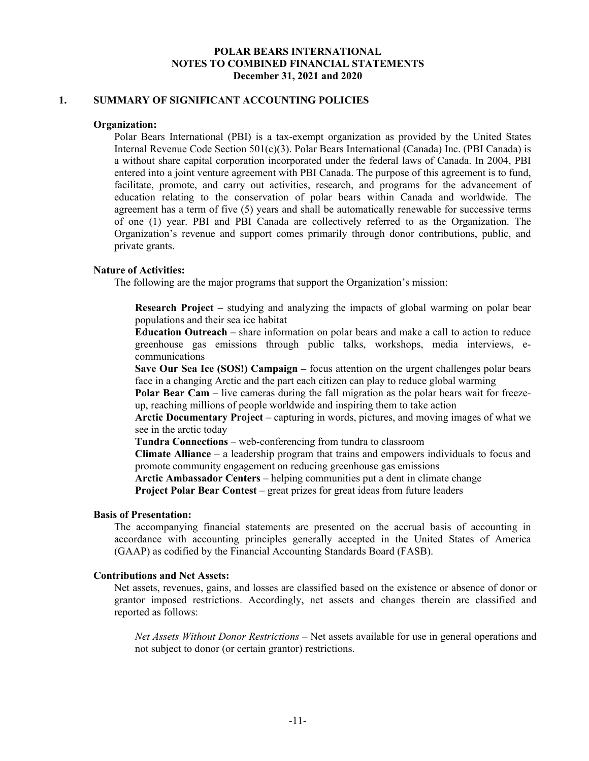# POLAR BEARS INTERNATIONAL
## NOTES TO COMBINED FINANCIAL STATEMENTS
### December 31, 2021 and 2020

## 1. SUMMARY OF SIGNIFICANT ACCOUNTING POLICIES

**Organization:**

Polar Bears International (PBI) is a tax-exempt organization as provided by the United States Internal Revenue Code Section 501(c)(3). Polar Bears International (Canada) Inc. (PBI Canada) is a without share capital corporation incorporated under the federal laws of Canada. In 2004, PBI entered into a joint venture agreement with PBI Canada. The purpose of this agreement is to fund, facilitate, promote, and carry out activities, research, and programs for the advancement of education relating to the conservation of polar bears within Canada and worldwide. The agreement has a term of five (5) years and shall be automatically renewable for successive terms of one (1) year. PBI and PBI Canada are collectively referred to as the Organization. The Organization's revenue and support comes primarily through donor contributions, public, and private grants.

**Nature of Activities:**

The following are the major programs that support the Organization's mission:

**Research Project –** studying and analyzing the impacts of global warming on polar bear populations and their sea ice habitat

**Education Outreach –** share information on polar bears and make a call to action to reduce greenhouse gas emissions through public talks, workshops, media interviews, e-communications

**Save Our Sea Ice (SOS!) Campaign –** focus attention on the urgent challenges polar bears face in a changing Arctic and the part each citizen can play to reduce global warming

**Polar Bear Cam –** live cameras during the fall migration as the polar bears wait for freeze-up, reaching millions of people worldwide and inspiring them to take action

**Arctic Documentary Project** – capturing in words, pictures, and moving images of what we see in the arctic today

**Tundra Connections** – web-conferencing from tundra to classroom

**Climate Alliance** – a leadership program that trains and empowers individuals to focus and promote community engagement on reducing greenhouse gas emissions

**Arctic Ambassador Centers** – helping communities put a dent in climate change

**Project Polar Bear Contest** – great prizes for great ideas from future leaders

**Basis of Presentation:**

The accompanying financial statements are presented on the accrual basis of accounting in accordance with accounting principles generally accepted in the United States of America (GAAP) as codified by the Financial Accounting Standards Board (FASB).

**Contributions and Net Assets:**

Net assets, revenues, gains, and losses are classified based on the existence or absence of donor or grantor imposed restrictions. Accordingly, net assets and changes therein are classified and reported as follows:

*Net Assets Without Donor Restrictions* – Net assets available for use in general operations and not subject to donor (or certain grantor) restrictions.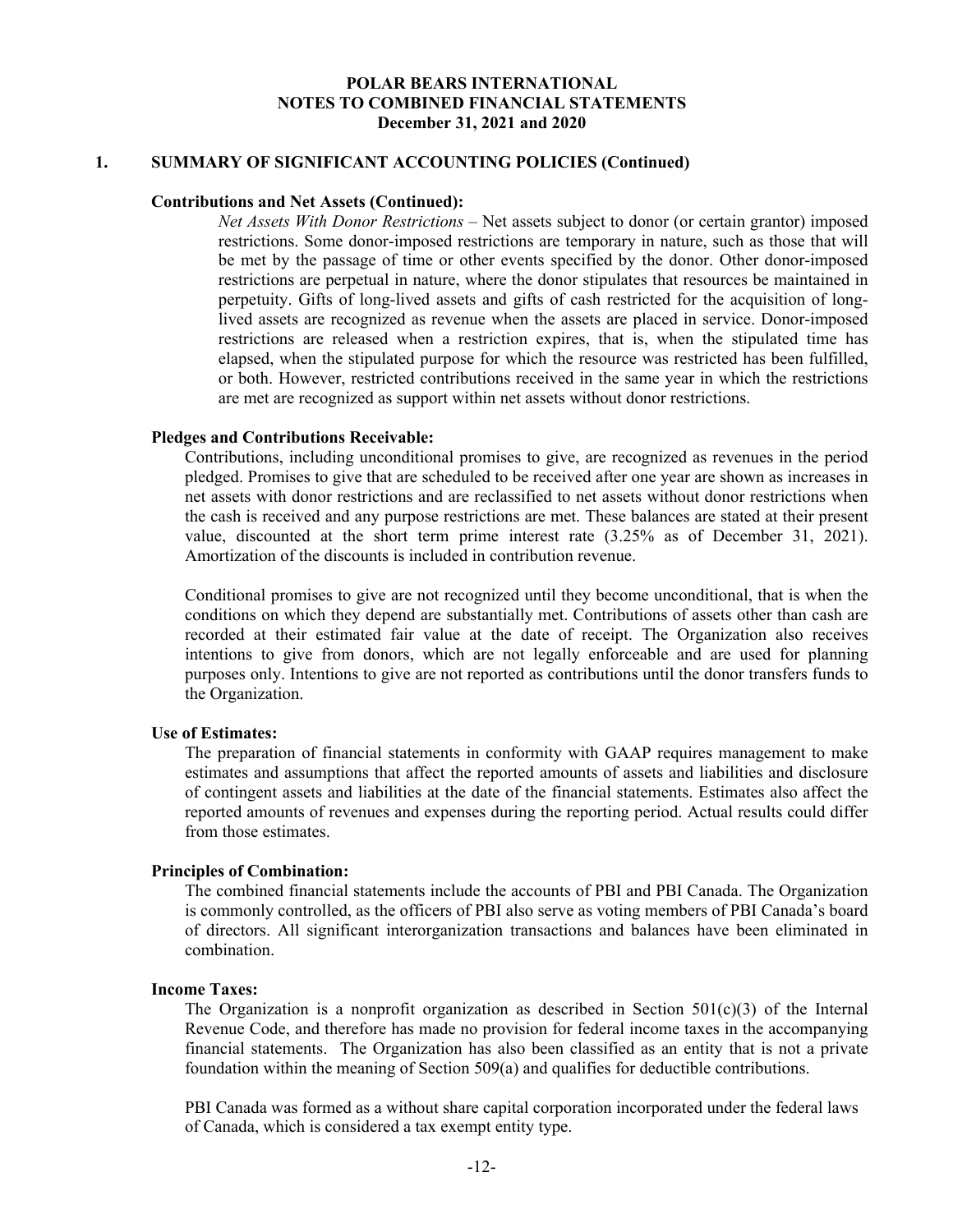# POLAR BEARS INTERNATIONAL
## NOTES TO COMBINED FINANCIAL STATEMENTS
### December 31, 2021 and 2020

## 1. SUMMARY OF SIGNIFICANT ACCOUNTING POLICIES (Continued)

**Contributions and Net Assets (Continued):**

*Net Assets With Donor Restrictions* – Net assets subject to donor (or certain grantor) imposed restrictions. Some donor-imposed restrictions are temporary in nature, such as those that will be met by the passage of time or other events specified by the donor. Other donor-imposed restrictions are perpetual in nature, where the donor stipulates that resources be maintained in perpetuity. Gifts of long-lived assets and gifts of cash restricted for the acquisition of long-lived assets are recognized as revenue when the assets are placed in service. Donor-imposed restrictions are released when a restriction expires, that is, when the stipulated time has elapsed, when the stipulated purpose for which the resource was restricted has been fulfilled, or both. However, restricted contributions received in the same year in which the restrictions are met are recognized as support within net assets without donor restrictions.

**Pledges and Contributions Receivable:**

Contributions, including unconditional promises to give, are recognized as revenues in the period pledged. Promises to give that are scheduled to be received after one year are shown as increases in net assets with donor restrictions and are reclassified to net assets without donor restrictions when the cash is received and any purpose restrictions are met. These balances are stated at their present value, discounted at the short term prime interest rate (3.25% as of December 31, 2021). Amortization of the discounts is included in contribution revenue.

Conditional promises to give are not recognized until they become unconditional, that is when the conditions on which they depend are substantially met. Contributions of assets other than cash are recorded at their estimated fair value at the date of receipt. The Organization also receives intentions to give from donors, which are not legally enforceable and are used for planning purposes only. Intentions to give are not reported as contributions until the donor transfers funds to the Organization.

**Use of Estimates:**

The preparation of financial statements in conformity with GAAP requires management to make estimates and assumptions that affect the reported amounts of assets and liabilities and disclosure of contingent assets and liabilities at the date of the financial statements. Estimates also affect the reported amounts of revenues and expenses during the reporting period. Actual results could differ from those estimates.

**Principles of Combination:**

The combined financial statements include the accounts of PBI and PBI Canada. The Organization is commonly controlled, as the officers of PBI also serve as voting members of PBI Canada's board of directors. All significant interorganization transactions and balances have been eliminated in combination.

**Income Taxes:**

The Organization is a nonprofit organization as described in Section 501(c)(3) of the Internal Revenue Code, and therefore has made no provision for federal income taxes in the accompanying financial statements. The Organization has also been classified as an entity that is not a private foundation within the meaning of Section 509(a) and qualifies for deductible contributions.

PBI Canada was formed as a without share capital corporation incorporated under the federal laws of Canada, which is considered a tax exempt entity type.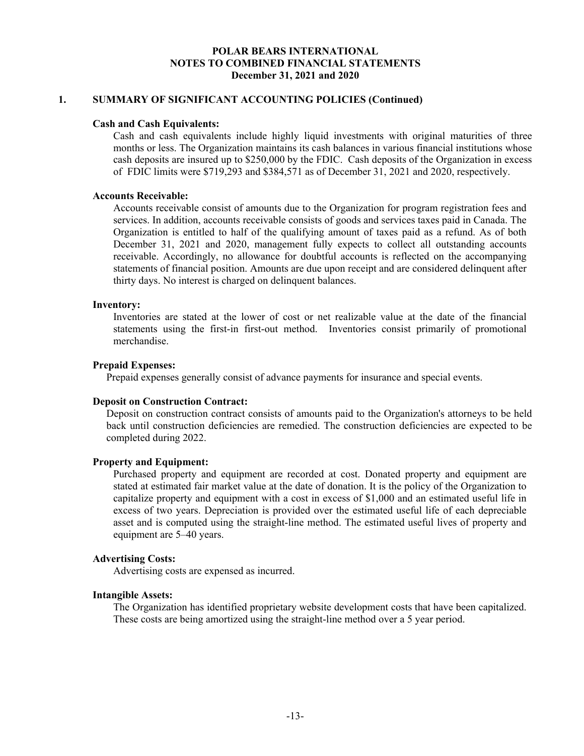## 1. SUMMARY OF SIGNIFICANT ACCOUNTING POLICIES (Continued)

**Cash and Cash Equivalents:**

Cash and cash equivalents include highly liquid investments with original maturities of three months or less. The Organization maintains its cash balances in various financial institutions whose cash deposits are insured up to $250,000 by the FDIC. Cash deposits of the Organization in excess of FDIC limits were $719,293 and $384,571 as of December 31, 2021 and 2020, respectively.

**Accounts Receivable:**

Accounts receivable consist of amounts due to the Organization for program registration fees and services. In addition, accounts receivable consists of goods and services taxes paid in Canada. The Organization is entitled to half of the qualifying amount of taxes paid as a refund. As of both December 31, 2021 and 2020, management fully expects to collect all outstanding accounts receivable. Accordingly, no allowance for doubtful accounts is reflected on the accompanying statements of financial position. Amounts are due upon receipt and are considered delinquent after thirty days. No interest is charged on delinquent balances.

**Inventory:**

Inventories are stated at the lower of cost or net realizable value at the date of the financial statements using the first-in first-out method. Inventories consist primarily of promotional merchandise.

**Prepaid Expenses:**

Prepaid expenses generally consist of advance payments for insurance and special events.

**Deposit on Construction Contract:**

Deposit on construction contract consists of amounts paid to the Organization's attorneys to be held back until construction deficiencies are remedied. The construction deficiencies are expected to be completed during 2022.

**Property and Equipment:**

Purchased property and equipment are recorded at cost. Donated property and equipment are stated at estimated fair market value at the date of donation. It is the policy of the Organization to capitalize property and equipment with a cost in excess of $1,000 and an estimated useful life in excess of two years. Depreciation is provided over the estimated useful life of each depreciable asset and is computed using the straight-line method. The estimated useful lives of property and equipment are 5–40 years.

**Advertising Costs:**

Advertising costs are expensed as incurred.

**Intangible Assets:**

The Organization has identified proprietary website development costs that have been capitalized. These costs are being amortized using the straight-line method over a 5 year period.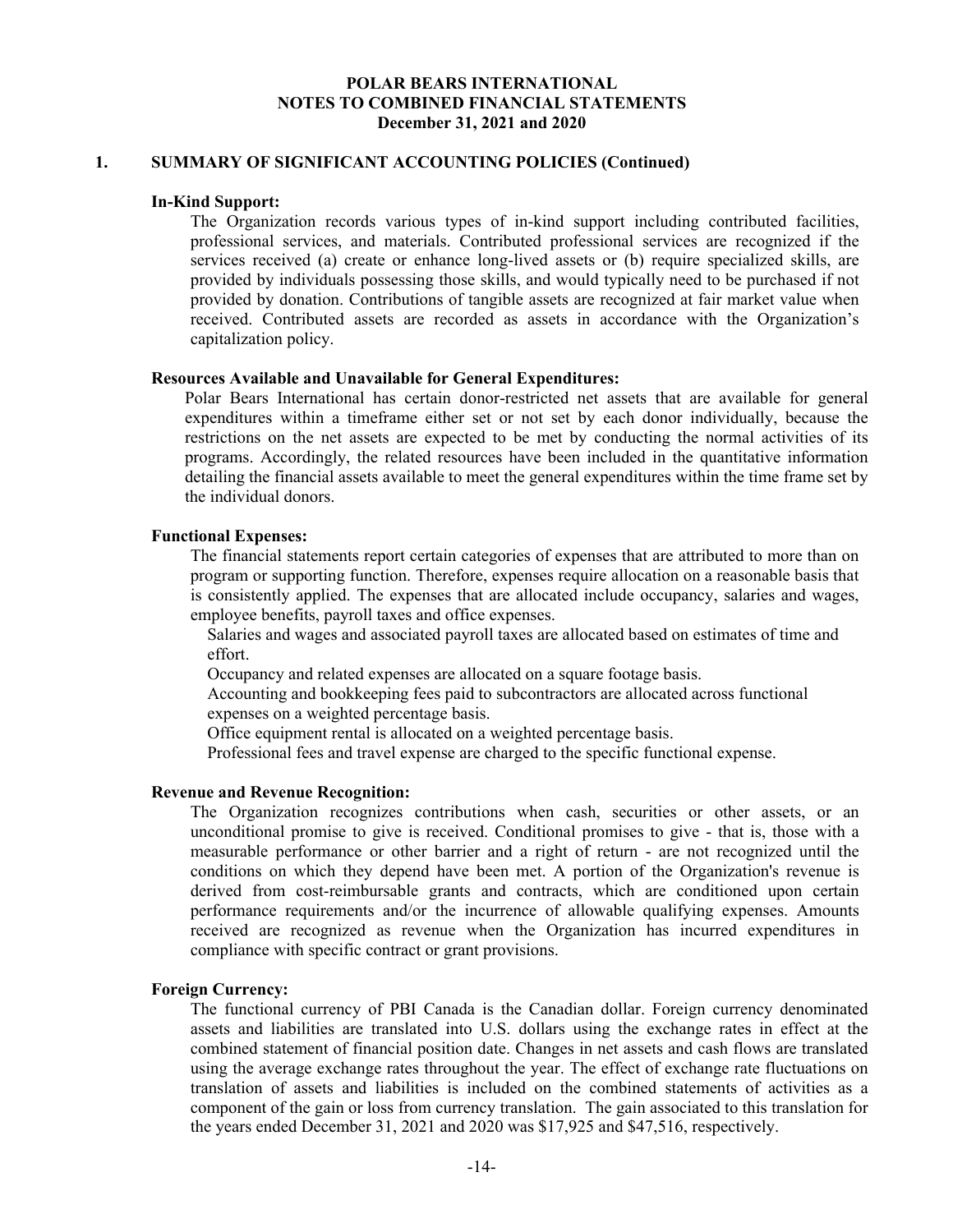# POLAR BEARS INTERNATIONAL
## NOTES TO COMBINED FINANCIAL STATEMENTS
### December 31, 2021 and 2020

## 1. SUMMARY OF SIGNIFICANT ACCOUNTING POLICIES (Continued)

**In-Kind Support:**

The Organization records various types of in-kind support including contributed facilities, professional services, and materials. Contributed professional services are recognized if the services received (a) create or enhance long-lived assets or (b) require specialized skills, are provided by individuals possessing those skills, and would typically need to be purchased if not provided by donation. Contributions of tangible assets are recognized at fair market value when received. Contributed assets are recorded as assets in accordance with the Organization's capitalization policy.

**Resources Available and Unavailable for General Expenditures:**

Polar Bears International has certain donor-restricted net assets that are available for general expenditures within a timeframe either set or not set by each donor individually, because the restrictions on the net assets are expected to be met by conducting the normal activities of its programs. Accordingly, the related resources have been included in the quantitative information detailing the financial assets available to meet the general expenditures within the time frame set by the individual donors.

**Functional Expenses:**

The financial statements report certain categories of expenses that are attributed to more than on program or supporting function. Therefore, expenses require allocation on a reasonable basis that is consistently applied. The expenses that are allocated include occupancy, salaries and wages, employee benefits, payroll taxes and office expenses.

Salaries and wages and associated payroll taxes are allocated based on estimates of time and effort.

Occupancy and related expenses are allocated on a square footage basis.

Accounting and bookkeeping fees paid to subcontractors are allocated across functional expenses on a weighted percentage basis.

Office equipment rental is allocated on a weighted percentage basis.

Professional fees and travel expense are charged to the specific functional expense.

**Revenue and Revenue Recognition:**

The Organization recognizes contributions when cash, securities or other assets, or an unconditional promise to give is received. Conditional promises to give - that is, those with a measurable performance or other barrier and a right of return - are not recognized until the conditions on which they depend have been met. A portion of the Organization's revenue is derived from cost-reimbursable grants and contracts, which are conditioned upon certain performance requirements and/or the incurrence of allowable qualifying expenses. Amounts received are recognized as revenue when the Organization has incurred expenditures in compliance with specific contract or grant provisions.

**Foreign Currency:**

The functional currency of PBI Canada is the Canadian dollar. Foreign currency denominated assets and liabilities are translated into U.S. dollars using the exchange rates in effect at the combined statement of financial position date. Changes in net assets and cash flows are translated using the average exchange rates throughout the year. The effect of exchange rate fluctuations on translation of assets and liabilities is included on the combined statements of activities as a component of the gain or loss from currency translation. The gain associated to this translation for the years ended December 31, 2021 and 2020 was $17,925 and $47,516, respectively.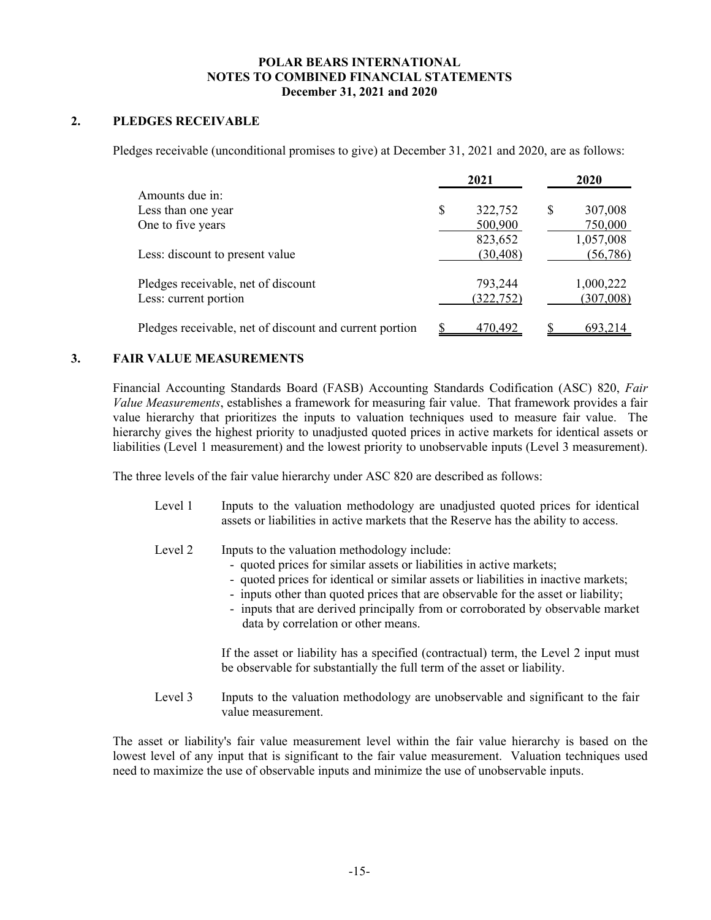**POLAR BEARS INTERNATIONAL**
**NOTES TO COMBINED FINANCIAL STATEMENTS**
**December 31, 2021 and 2020**

## 2. PLEDGES RECEIVABLE

Pledges receivable (unconditional promises to give) at December 31, 2021 and 2020, are as follows:

| | 2021 | 2020 |
|---|---|---|
| Amounts due in: | | |
| Less than one year | $ 322,752 | $ 307,008 |
| One to five years | 500,900 | 750,000 |
| | 823,652 | 1,057,008 |
| Less: discount to present value | (30,408) | (56,786) |
| Pledges receivable, net of discount | 793,244 | 1,000,222 |
| Less: current portion | (322,752) | (307,008) |
| Pledges receivable, net of discount and current portion | $ 470,492 | $ 693,214 |

## 3. FAIR VALUE MEASUREMENTS

Financial Accounting Standards Board (FASB) Accounting Standards Codification (ASC) 820, *Fair Value Measurements*, establishes a framework for measuring fair value. That framework provides a fair value hierarchy that prioritizes the inputs to valuation techniques used to measure fair value. The hierarchy gives the highest priority to unadjusted quoted prices in active markets for identical assets or liabilities (Level 1 measurement) and the lowest priority to unobservable inputs (Level 3 measurement).

The three levels of the fair value hierarchy under ASC 820 are described as follows:

Level 1 Inputs to the valuation methodology are unadjusted quoted prices for identical assets or liabilities in active markets that the Reserve has the ability to access.

Level 2 Inputs to the valuation methodology include:

- quoted prices for similar assets or liabilities in active markets;
- quoted prices for identical or similar assets or liabilities in inactive markets;
- inputs other than quoted prices that are observable for the asset or liability;
- inputs that are derived principally from or corroborated by observable market data by correlation or other means.

If the asset or liability has a specified (contractual) term, the Level 2 input must be observable for substantially the full term of the asset or liability.

Level 3 Inputs to the valuation methodology are unobservable and significant to the fair value measurement.

The asset or liability's fair value measurement level within the fair value hierarchy is based on the lowest level of any input that is significant to the fair value measurement. Valuation techniques used need to maximize the use of observable inputs and minimize the use of unobservable inputs.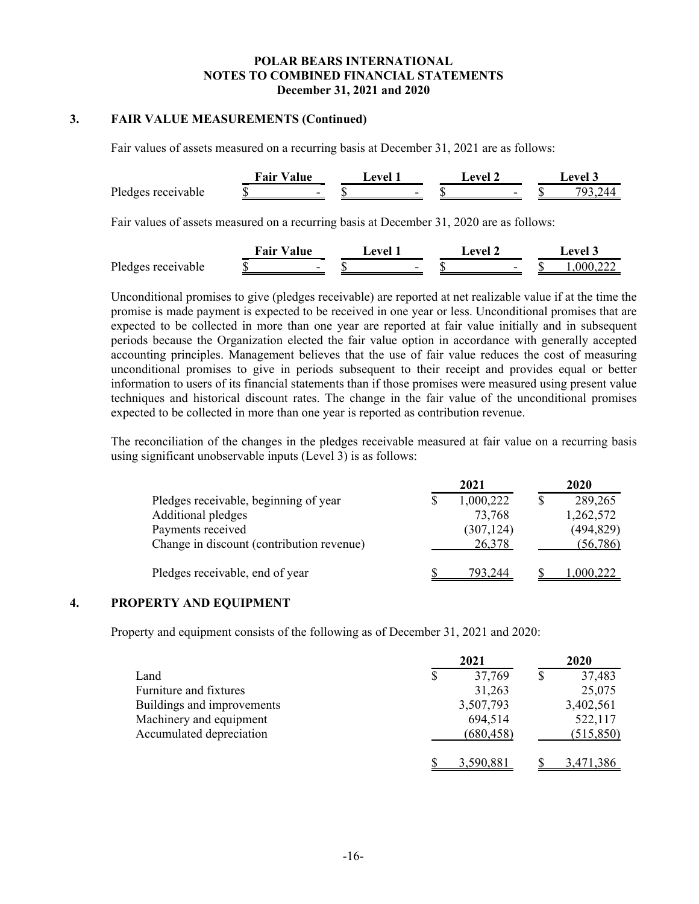**POLAR BEARS INTERNATIONAL**
**NOTES TO COMBINED FINANCIAL STATEMENTS**
**December 31, 2021 and 2020**

## 3. FAIR VALUE MEASUREMENTS (Continued)

Fair values of assets measured on a recurring basis at December 31, 2021 are as follows:

| | Fair Value | Level 1 | Level 2 | Level 3 |
|---|---|---|---|---|
| Pledges receivable | $ - | $ - | $ - | $ 793,244 |

Fair values of assets measured on a recurring basis at December 31, 2020 are as follows:

| | Fair Value | Level 1 | Level 2 | Level 3 |
|---|---|---|---|---|
| Pledges receivable | $ - | $ - | $ - | $ 1,000,222 |

Unconditional promises to give (pledges receivable) are reported at net realizable value if at the time the promise is made payment is expected to be received in one year or less. Unconditional promises that are expected to be collected in more than one year are reported at fair value initially and in subsequent periods because the Organization elected the fair value option in accordance with generally accepted accounting principles. Management believes that the use of fair value reduces the cost of measuring unconditional promises to give in periods subsequent to their receipt and provides equal or better information to users of its financial statements than if those promises were measured using present value techniques and historical discount rates. The change in the fair value of the unconditional promises expected to be collected in more than one year is reported as contribution revenue.

The reconciliation of the changes in the pledges receivable measured at fair value on a recurring basis using significant unobservable inputs (Level 3) is as follows:

| | 2021 | 2020 |
|---|---|---|
| Pledges receivable, beginning of year | $ 1,000,222 | $ 289,265 |
| Additional pledges | 73,768 | 1,262,572 |
| Payments received | (307,124) | (494,829) |
| Change in discount (contribution revenue) | 26,378 | (56,786) |
| Pledges receivable, end of year | $ 793,244 | $ 1,000,222 |

## 4. PROPERTY AND EQUIPMENT

Property and equipment consists of the following as of December 31, 2021 and 2020:

| | 2021 | 2020 |
|---|---|---|
| Land | $ 37,769 | $ 37,483 |
| Furniture and fixtures | 31,263 | 25,075 |
| Buildings and improvements | 3,507,793 | 3,402,561 |
| Machinery and equipment | 694,514 | 522,117 |
| Accumulated depreciation | (680,458) | (515,850) |
| | $ 3,590,881 | $ 3,471,386 |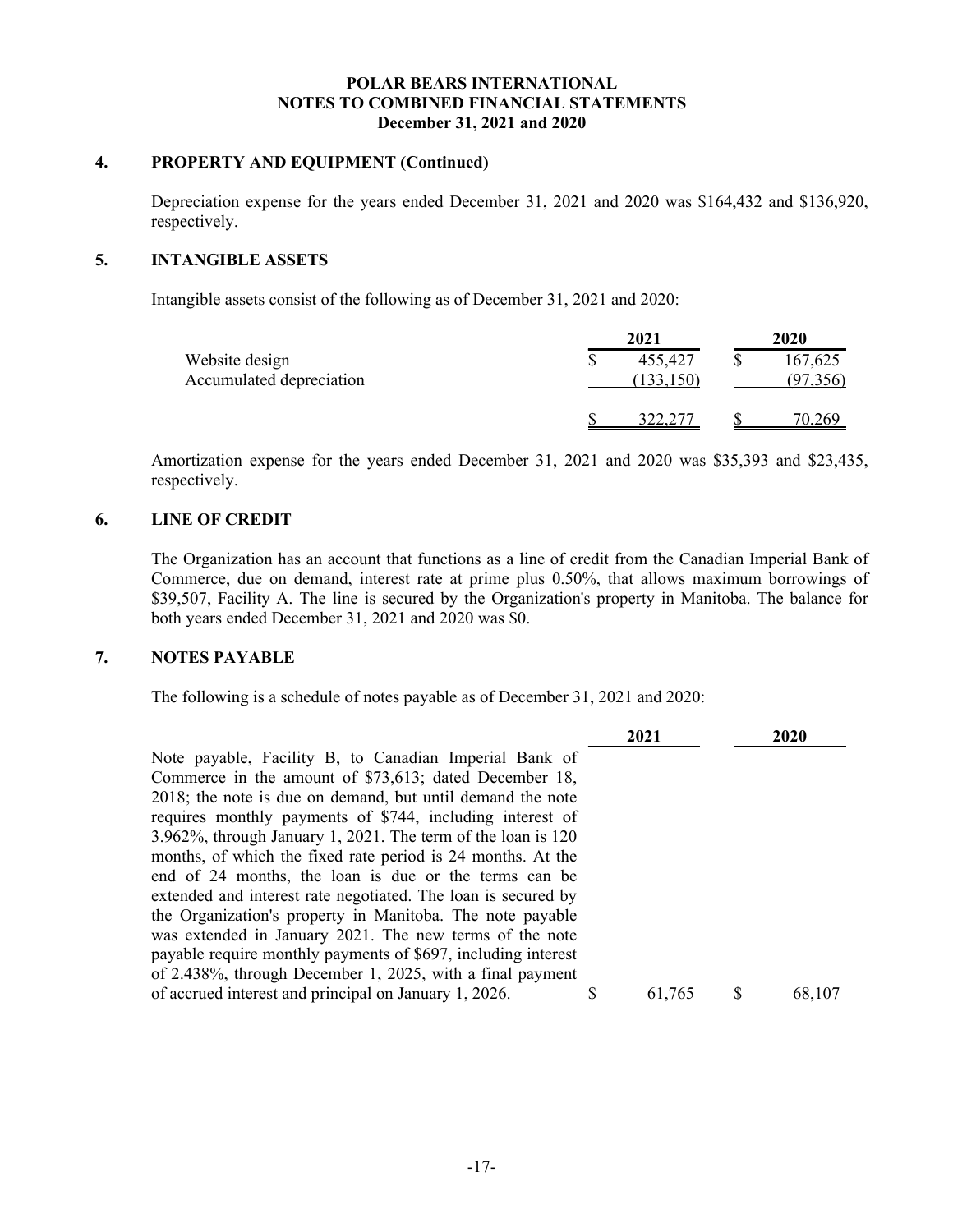## 4. PROPERTY AND EQUIPMENT (Continued)

Depreciation expense for the years ended December 31, 2021 and 2020 was $164,432 and $136,920, respectively.

## 5. INTANGIBLE ASSETS

Intangible assets consist of the following as of December 31, 2021 and 2020:

| | 2021 | 2020 |
|---|---|---|
| Website design | $ 455,427 | $ 167,625 |
| Accumulated depreciation | (133,150) | (97,356) |
| | $ 322,277 | $ 70,269 |

Amortization expense for the years ended December 31, 2021 and 2020 was $35,393 and $23,435, respectively.

## 6. LINE OF CREDIT

The Organization has an account that functions as a line of credit from the Canadian Imperial Bank of Commerce, due on demand, interest rate at prime plus 0.50%, that allows maximum borrowings of $39,507, Facility A. The line is secured by the Organization's property in Manitoba. The balance for both years ended December 31, 2021 and 2020 was $0.

## 7. NOTES PAYABLE

The following is a schedule of notes payable as of December 31, 2021 and 2020:

| | 2021 | 2020 |
|---|---|---|
| Note payable, Facility B, to Canadian Imperial Bank of Commerce in the amount of $73,613; dated December 18, 2018; the note is due on demand, but until demand the note requires monthly payments of $744, including interest of 3.962%, through January 1, 2021. The term of the loan is 120 months, of which the fixed rate period is 24 months. At the end of 24 months, the loan is due or the terms can be extended and interest rate negotiated. The loan is secured by the Organization's property in Manitoba. The note payable was extended in January 2021. The new terms of the note payable require monthly payments of $697, including interest of 2.438%, through December 1, 2025, with a final payment of accrued interest and principal on January 1, 2026. | $ 61,765 | $ 68,107 |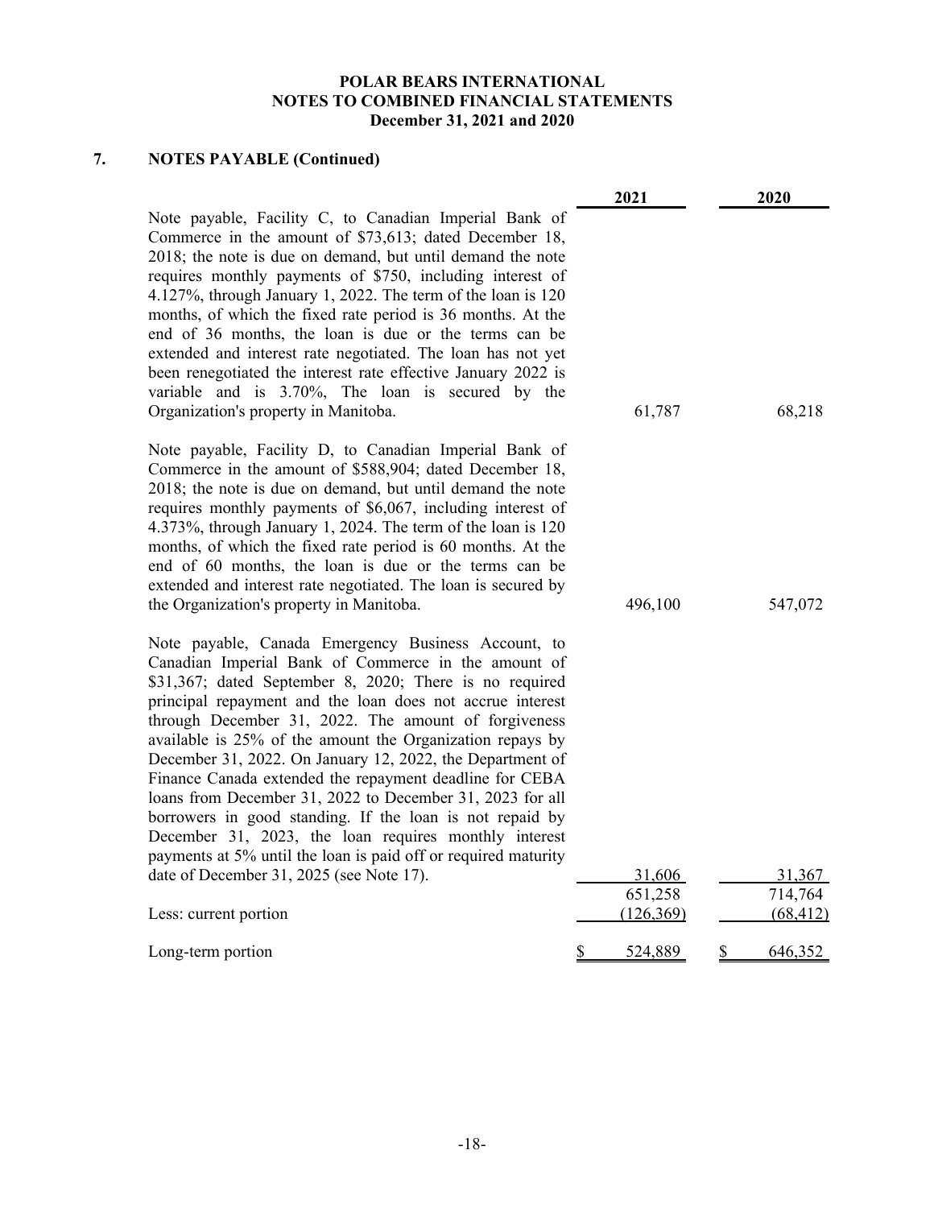**POLAR BEARS INTERNATIONAL**
**NOTES TO COMBINED FINANCIAL STATEMENTS**
**December 31, 2021 and 2020**

## 7. NOTES PAYABLE (Continued)

| | 2021 | 2020 |
|---|---|---|
| Note payable, Facility C, to Canadian Imperial Bank of Commerce in the amount of $73,613; dated December 18, 2018; the note is due on demand, but until demand the note requires monthly payments of $750, including interest of 4.127%, through January 1, 2022. The term of the loan is 120 months, of which the fixed rate period is 36 months. At the end of 36 months, the loan is due or the terms can be extended and interest rate negotiated. The loan has not yet been renegotiated the interest rate effective January 2022 is variable and is 3.70%, The loan is secured by the Organization's property in Manitoba. | 61,787 | 68,218 |
| Note payable, Facility D, to Canadian Imperial Bank of Commerce in the amount of $588,904; dated December 18, 2018; the note is due on demand, but until demand the note requires monthly payments of $6,067, including interest of 4.373%, through January 1, 2024. The term of the loan is 120 months, of which the fixed rate period is 60 months. At the end of 60 months, the loan is due or the terms can be extended and interest rate negotiated. The loan is secured by the Organization's property in Manitoba. | 496,100 | 547,072 |
| Note payable, Canada Emergency Business Account, to Canadian Imperial Bank of Commerce in the amount of $31,367; dated September 8, 2020; There is no required principal repayment and the loan does not accrue interest through December 31, 2022. The amount of forgiveness available is 25% of the amount the Organization repays by December 31, 2022. On January 12, 2022, the Department of Finance Canada extended the repayment deadline for CEBA loans from December 31, 2022 to December 31, 2023 for all borrowers in good standing. If the loan is not repaid by December 31, 2023, the loan requires monthly interest payments at 5% until the loan is paid off or required maturity date of December 31, 2025 (see Note 17). | 31,606 | 31,367 |
| | 651,258 | 714,764 |
| Less: current portion | (126,369) | (68,412) |
| Long-term portion | $ 524,889 | $ 646,352 |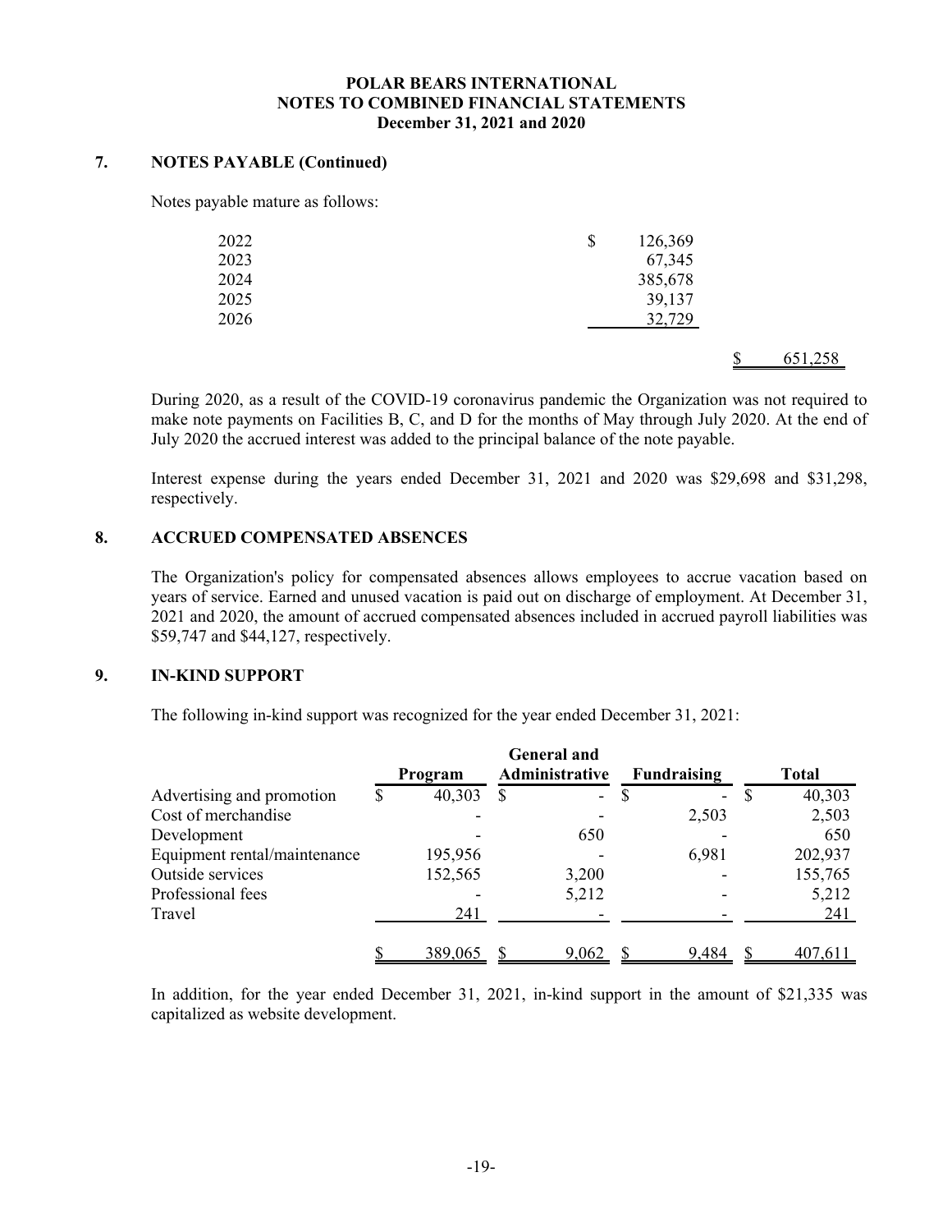## 7. NOTES PAYABLE (Continued)

Notes payable mature as follows:

| | | |
|---|---|---|
| 2022 | $ 126,369 | |
| 2023 | 67,345 | |
| 2024 | 385,678 | |
| 2025 | 39,137 | |
| 2026 | 32,729 | |
| | | $ 651,258 |

During 2020, as a result of the COVID-19 coronavirus pandemic the Organization was not required to make note payments on Facilities B, C, and D for the months of May through July 2020. At the end of July 2020 the accrued interest was added to the principal balance of the note payable.

Interest expense during the years ended December 31, 2021 and 2020 was $29,698 and $31,298, respectively.

## 8. ACCRUED COMPENSATED ABSENCES

The Organization's policy for compensated absences allows employees to accrue vacation based on years of service. Earned and unused vacation is paid out on discharge of employment. At December 31, 2021 and 2020, the amount of accrued compensated absences included in accrued payroll liabilities was $59,747 and $44,127, respectively.

## 9. IN-KIND SUPPORT

The following in-kind support was recognized for the year ended December 31, 2021:

| | Program | General and Administrative | Fundraising | Total |
|---|---|---|---|---|
| Advertising and promotion | $ 40,303 | $ - | $ - | $ 40,303 |
| Cost of merchandise | - | - | 2,503 | 2,503 |
| Development | - | 650 | - | 650 |
| Equipment rental/maintenance | 195,956 | - | 6,981 | 202,937 |
| Outside services | 152,565 | 3,200 | - | 155,765 |
| Professional fees | - | 5,212 | - | 5,212 |
| Travel | 241 | - | - | 241 |
| | $ 389,065 | $ 9,062 | $ 9,484 | $ 407,611 |

In addition, for the year ended December 31, 2021, in-kind support in the amount of $21,335 was capitalized as website development.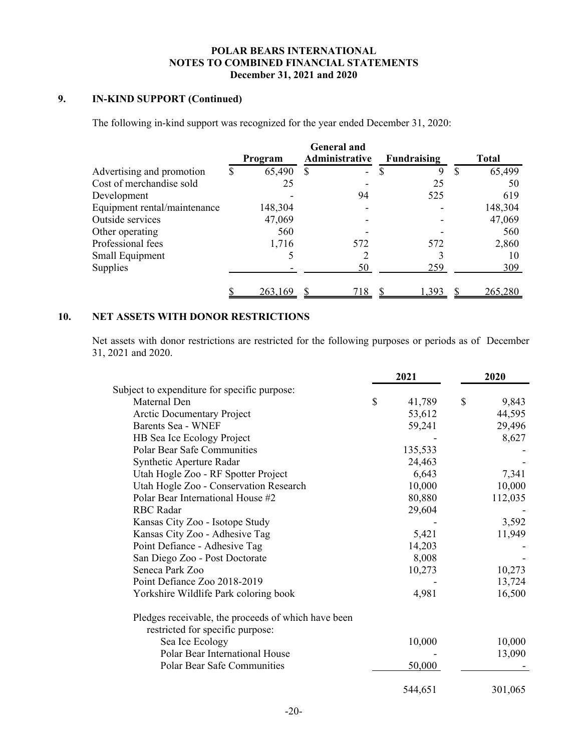## 9. IN-KIND SUPPORT (Continued)

The following in-kind support was recognized for the year ended December 31, 2020:

| | Program | General and Administrative | Fundraising | Total |
|---|---|---|---|---|
| Advertising and promotion | $ 65,490 | $ - | $ 9 | $ 65,499 |
| Cost of merchandise sold | 25 | - | 25 | 50 |
| Development | - | 94 | 525 | 619 |
| Equipment rental/maintenance | 148,304 | - | - | 148,304 |
| Outside services | 47,069 | - | - | 47,069 |
| Other operating | 560 | - | - | 560 |
| Professional fees | 1,716 | 572 | 572 | 2,860 |
| Small Equipment | 5 | 2 | 3 | 10 |
| Supplies | - | 50 | 259 | 309 |
| | $ 263,169 | $ 718 | $ 1,393 | $ 265,280 |

## 10. NET ASSETS WITH DONOR RESTRICTIONS

Net assets with donor restrictions are restricted for the following purposes or periods as of December 31, 2021 and 2020.

| | 2021 | 2020 |
|---|---|---|
| Subject to expenditure for specific purpose: | | |
| Maternal Den | $ 41,789 | $ 9,843 |
| Arctic Documentary Project | 53,612 | 44,595 |
| Barents Sea - WNEF | 59,241 | 29,496 |
| HB Sea Ice Ecology Project | - | 8,627 |
| Polar Bear Safe Communities | 135,533 | - |
| Synthetic Aperture Radar | 24,463 | - |
| Utah Hogle Zoo - RF Spotter Project | 6,643 | 7,341 |
| Utah Hogle Zoo - Conservation Research | 10,000 | 10,000 |
| Polar Bear International House #2 | 80,880 | 112,035 |
| RBC Radar | 29,604 | - |
| Kansas City Zoo - Isotope Study | - | 3,592 |
| Kansas City Zoo - Adhesive Tag | 5,421 | 11,949 |
| Point Defiance - Adhesive Tag | 14,203 | - |
| San Diego Zoo - Post Doctorate | 8,008 | - |
| Seneca Park Zoo | 10,273 | 10,273 |
| Point Defiance Zoo 2018-2019 | - | 13,724 |
| Yorkshire Wildlife Park coloring book | 4,981 | 16,500 |
| Pledges receivable, the proceeds of which have been restricted for specific purpose: | | |
| Sea Ice Ecology | 10,000 | 10,000 |
| Polar Bear International House | - | 13,090 |
| Polar Bear Safe Communities | 50,000 | - |
| | 544,651 | 301,065 |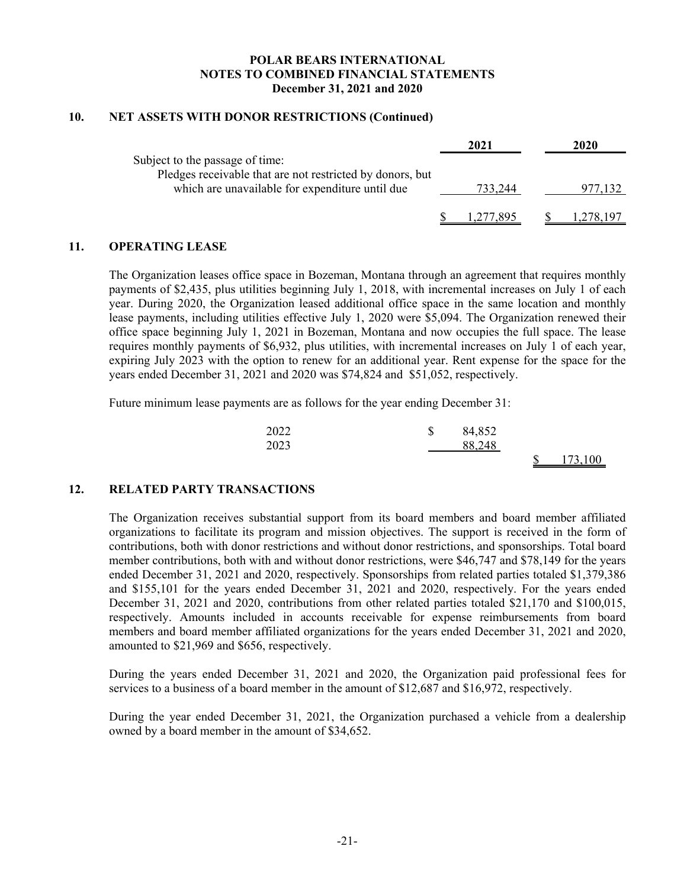# POLAR BEARS INTERNATIONAL
## NOTES TO COMBINED FINANCIAL STATEMENTS
### December 31, 2021 and 2020

## 10. NET ASSETS WITH DONOR RESTRICTIONS (Continued)

| | 2021 | 2020 |
|---|---|---|
| Subject to the passage of time: | | |
| Pledges receivable that are not restricted by donors, but which are unavailable for expenditure until due | 733,244 | 977,132 |
| | $ 1,277,895 | $ 1,278,197 |

## 11. OPERATING LEASE

The Organization leases office space in Bozeman, Montana through an agreement that requires monthly payments of $2,435, plus utilities beginning July 1, 2018, with incremental increases on July 1 of each year. During 2020, the Organization leased additional office space in the same location and monthly lease payments, including utilities effective July 1, 2020 were $5,094. The Organization renewed their office space beginning July 1, 2021 in Bozeman, Montana and now occupies the full space. The lease requires monthly payments of $6,932, plus utilities, with incremental increases on July 1 of each year, expiring July 2023 with the option to renew for an additional year. Rent expense for the space for the years ended December 31, 2021 and 2020 was $74,824 and $51,052, respectively.

Future minimum lease payments are as follows for the year ending December 31:

| | | |
|---|---|---|
| 2022 | $ 84,852 | |
| 2023 | 88,248 | |
| | | $ 173,100 |

## 12. RELATED PARTY TRANSACTIONS

The Organization receives substantial support from its board members and board member affiliated organizations to facilitate its program and mission objectives. The support is received in the form of contributions, both with donor restrictions and without donor restrictions, and sponsorships. Total board member contributions, both with and without donor restrictions, were $46,747 and $78,149 for the years ended December 31, 2021 and 2020, respectively. Sponsorships from related parties totaled $1,379,386 and $155,101 for the years ended December 31, 2021 and 2020, respectively. For the years ended December 31, 2021 and 2020, contributions from other related parties totaled $21,170 and $100,015, respectively. Amounts included in accounts receivable for expense reimbursements from board members and board member affiliated organizations for the years ended December 31, 2021 and 2020, amounted to $21,969 and $656, respectively.

During the years ended December 31, 2021 and 2020, the Organization paid professional fees for services to a business of a board member in the amount of $12,687 and $16,972, respectively.

During the year ended December 31, 2021, the Organization purchased a vehicle from a dealership owned by a board member in the amount of $34,652.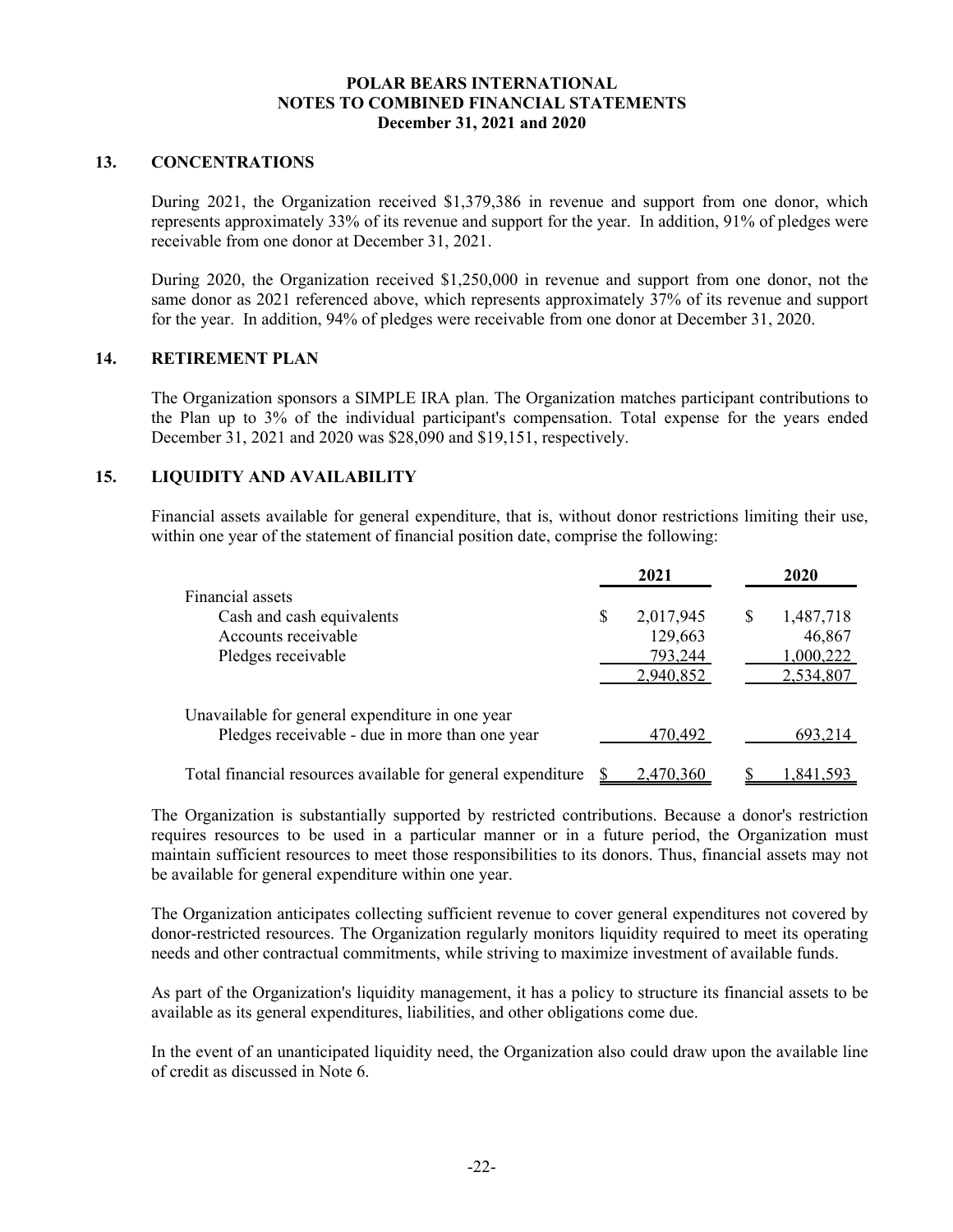## 13. CONCENTRATIONS

During 2021, the Organization received $1,379,386 in revenue and support from one donor, which represents approximately 33% of its revenue and support for the year. In addition, 91% of pledges were receivable from one donor at December 31, 2021.

During 2020, the Organization received $1,250,000 in revenue and support from one donor, not the same donor as 2021 referenced above, which represents approximately 37% of its revenue and support for the year. In addition, 94% of pledges were receivable from one donor at December 31, 2020.

## 14. RETIREMENT PLAN

The Organization sponsors a SIMPLE IRA plan. The Organization matches participant contributions to the Plan up to 3% of the individual participant's compensation. Total expense for the years ended December 31, 2021 and 2020 was $28,090 and $19,151, respectively.

## 15. LIQUIDITY AND AVAILABILITY

Financial assets available for general expenditure, that is, without donor restrictions limiting their use, within one year of the statement of financial position date, comprise the following:

| | 2021 | 2020 |
|---|---|---|
| Financial assets | | |
| Cash and cash equivalents | $ 2,017,945 | $ 1,487,718 |
| Accounts receivable | 129,663 | 46,867 |
| Pledges receivable | 793,244 | 1,000,222 |
| | 2,940,852 | 2,534,807 |
| Unavailable for general expenditure in one year | | |
| Pledges receivable - due in more than one year | 470,492 | 693,214 |
| Total financial resources available for general expenditure | $ 2,470,360 | $ 1,841,593 |

The Organization is substantially supported by restricted contributions. Because a donor's restriction requires resources to be used in a particular manner or in a future period, the Organization must maintain sufficient resources to meet those responsibilities to its donors. Thus, financial assets may not be available for general expenditure within one year.

The Organization anticipates collecting sufficient revenue to cover general expenditures not covered by donor-restricted resources. The Organization regularly monitors liquidity required to meet its operating needs and other contractual commitments, while striving to maximize investment of available funds.

As part of the Organization's liquidity management, it has a policy to structure its financial assets to be available as its general expenditures, liabilities, and other obligations come due.

In the event of an unanticipated liquidity need, the Organization also could draw upon the available line of credit as discussed in Note 6.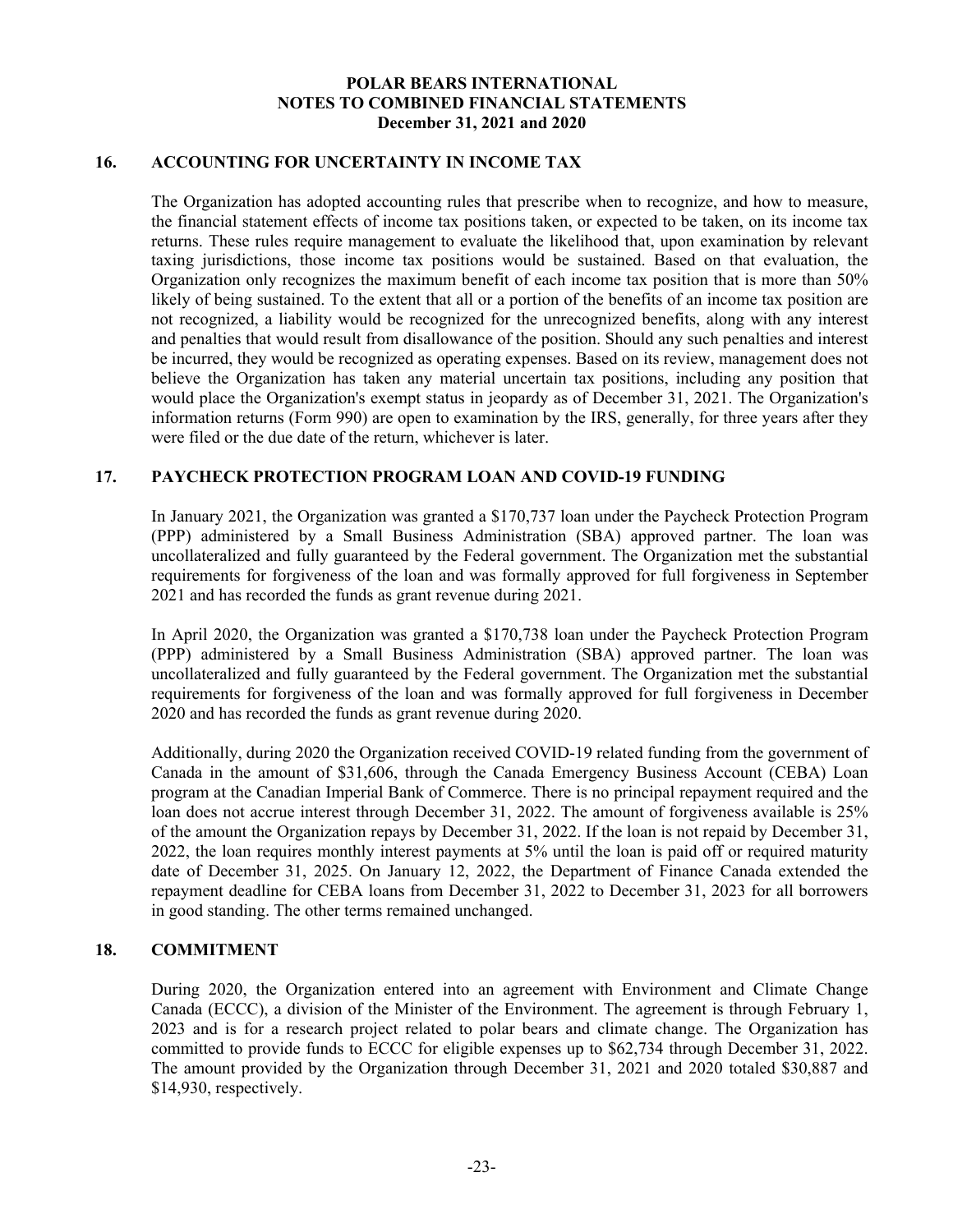## 16. ACCOUNTING FOR UNCERTAINTY IN INCOME TAX

The Organization has adopted accounting rules that prescribe when to recognize, and how to measure, the financial statement effects of income tax positions taken, or expected to be taken, on its income tax returns. These rules require management to evaluate the likelihood that, upon examination by relevant taxing jurisdictions, those income tax positions would be sustained. Based on that evaluation, the Organization only recognizes the maximum benefit of each income tax position that is more than 50% likely of being sustained. To the extent that all or a portion of the benefits of an income tax position are not recognized, a liability would be recognized for the unrecognized benefits, along with any interest and penalties that would result from disallowance of the position. Should any such penalties and interest be incurred, they would be recognized as operating expenses. Based on its review, management does not believe the Organization has taken any material uncertain tax positions, including any position that would place the Organization's exempt status in jeopardy as of December 31, 2021. The Organization's information returns (Form 990) are open to examination by the IRS, generally, for three years after they were filed or the due date of the return, whichever is later.

## 17. PAYCHECK PROTECTION PROGRAM LOAN AND COVID-19 FUNDING

In January 2021, the Organization was granted a $170,737 loan under the Paycheck Protection Program (PPP) administered by a Small Business Administration (SBA) approved partner. The loan was uncollateralized and fully guaranteed by the Federal government. The Organization met the substantial requirements for forgiveness of the loan and was formally approved for full forgiveness in September 2021 and has recorded the funds as grant revenue during 2021.

In April 2020, the Organization was granted a $170,738 loan under the Paycheck Protection Program (PPP) administered by a Small Business Administration (SBA) approved partner. The loan was uncollateralized and fully guaranteed by the Federal government. The Organization met the substantial requirements for forgiveness of the loan and was formally approved for full forgiveness in December 2020 and has recorded the funds as grant revenue during 2020.

Additionally, during 2020 the Organization received COVID-19 related funding from the government of Canada in the amount of $31,606, through the Canada Emergency Business Account (CEBA) Loan program at the Canadian Imperial Bank of Commerce. There is no principal repayment required and the loan does not accrue interest through December 31, 2022. The amount of forgiveness available is 25% of the amount the Organization repays by December 31, 2022. If the loan is not repaid by December 31, 2022, the loan requires monthly interest payments at 5% until the loan is paid off or required maturity date of December 31, 2025. On January 12, 2022, the Department of Finance Canada extended the repayment deadline for CEBA loans from December 31, 2022 to December 31, 2023 for all borrowers in good standing. The other terms remained unchanged.

## 18. COMMITMENT

During 2020, the Organization entered into an agreement with Environment and Climate Change Canada (ECCC), a division of the Minister of the Environment. The agreement is through February 1, 2023 and is for a research project related to polar bears and climate change. The Organization has committed to provide funds to ECCC for eligible expenses up to $62,734 through December 31, 2022. The amount provided by the Organization through December 31, 2021 and 2020 totaled $30,887 and $14,930, respectively.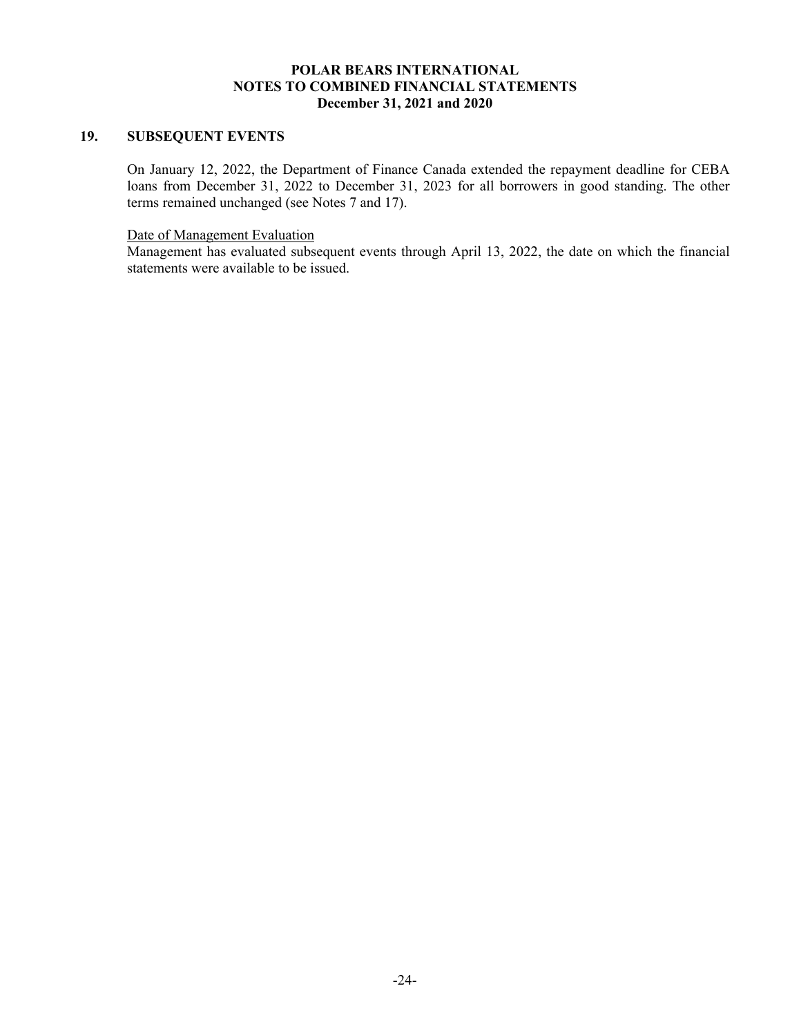## 19. SUBSEQUENT EVENTS

On January 12, 2022, the Department of Finance Canada extended the repayment deadline for CEBA loans from December 31, 2022 to December 31, 2023 for all borrowers in good standing. The other terms remained unchanged (see Notes 7 and 17).

Date of Management Evaluation

Management has evaluated subsequent events through April 13, 2022, the date on which the financial statements were available to be issued.